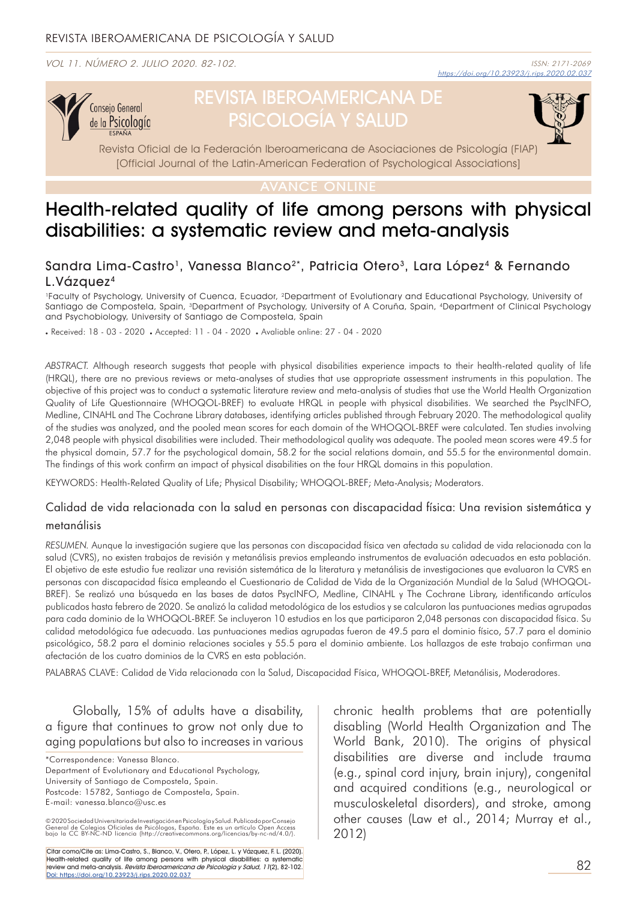# Health-related quality of life among persons with physical disabilities: a systematic review and meta-analysis

Sandra Lima-Castro[1], Vanessa Blanco[2]*, Patricia Otero[3], Lara López[4] & Fernando L.Vázquez[4]

[1]Faculty of Psychology, University of Cuenca, Ecuador, [2]Department of Evolutionary and Educational Psychology, University of Santiago de Compostela, Spain, [3]Department of Psychology, University of A Coruña, Spain, [4]Department of Clinical Psychology and Psychobiology, University of Santiago de Compostela, Spain

• Received: 18 - 03 - 2020 • Accepted: 11 - 04 - 2020 • Avaliable online: 27 - 04 - 2020

*ABSTRACT.* Although research suggests that people with physical disabilities experience impacts to their health-related quality of life (HRQL), there are no previous reviews or meta-analyses of studies that use appropriate assessment instruments in this population. The objective of this project was to conduct a systematic literature review and meta-analysis of studies that use the World Health Organization Quality of Life Questionnaire (WHOQOL-BREF) to evaluate HRQL in people with physical disabilities. We searched the PsycINFO, Medline, CINAHL and The Cochrane Library databases, identifying articles published through February 2020. The methodological quality of the studies was analyzed, and the pooled mean scores for each domain of the WHOQOL-BREF were calculated. Ten studies involving 2,048 people with physical disabilities were included. Their methodological quality was adequate. The pooled mean scores were 49.5 for the physical domain, 57.7 for the psychological domain, 58.2 for the social relations domain, and 55.5 for the environmental domain. The findings of this work confirm an impact of physical disabilities on the four HRQL domains in this population.

KEYWORDS: Health-Related Quality of Life; Physical Disability; WHOQOL-BREF; Meta-Analysis; Moderators.

## Calidad de vida relacionada con la salud en personas con discapacidad física: Una revision sistemática y metanálisis

*RESUMEN.* Aunque la investigación sugiere que las personas con discapacidad física ven afectada su calidad de vida relacionada con la salud (CVRS), no existen trabajos de revisión y metanálisis previos empleando instrumentos de evaluación adecuados en esta población. El objetivo de este estudio fue realizar una revisión sistemática de la literatura y metanálisis de investigaciones que evaluaron la CVRS en personas con discapacidad física empleando el Cuestionario de Calidad de Vida de la Organización Mundial de la Salud (WHOQOL-BREF). Se realizó una búsqueda en las bases de datos PsycINFO, Medline, CINAHL y The Cochrane Library, identificando artículos publicados hasta febrero de 2020. Se analizó la calidad metodológica de los estudios y se calcularon las puntuaciones medias agrupadas para cada dominio de la WHOQOL-BREF. Se incluyeron 10 estudios en los que participaron 2,048 personas con discapacidad física. Su calidad metodológica fue adecuada. Las puntuaciones medias agrupadas fueron de 49.5 para el dominio físico, 57.7 para el dominio psicológico, 58.2 para el dominio relaciones sociales y 55.5 para el dominio ambiente. Los hallazgos de este trabajo confirman una afectación de los cuatro dominios de la CVRS en esta población.

PALABRAS CLAVE: Calidad de Vida relacionada con la Salud, Discapacidad Física, WHOQOL-BREF, Metanálisis, Moderadores.

Globally, 15% of adults have a disability, a figure that continues to grow not only due to aging populations but also to increases in various chronic health problems that are potentially disabling (World Health Organization and The World Bank, 2010). The origins of physical disabilities are diverse and include trauma (e.g., spinal cord injury, brain injury), congenital and acquired conditions (e.g., neurological or musculoskeletal disorders), and stroke, among other causes (Law et al., 2014; Murray et al., 2012)

*Correspondence: Vanessa Blanco.
Department of Evolutionary and Educational Psychology,
University of Santiago de Compostela, Spain.
Postcode: 15782, Santiago de Compostela, Spain.
E-mail: vanessa.blanco@usc.es

©2020 Sociedad Universitaria de Investigación en Psicología y Salud. Publicado por Consejo General de Colegios Oficiales de Psicólogos, España. Este es un artículo Open Access bajo la CC BY-NC-ND licencia (http://creativecommons.org/licencias/by-nc-nd/4.0/).

Citar como/Cite as: Lima-Castro, S., Blanco, V., Otero, P., López, L. y Vázquez, F. L. (2020). Health-related quality of life among persons with physical disabilities: a systematic review and meta-analysis. *Revista Iberoamericana de Psicología y Salud, 11*(2), 82-102. Doi: https://doi.org/10.23923/j.rips.2020.02.037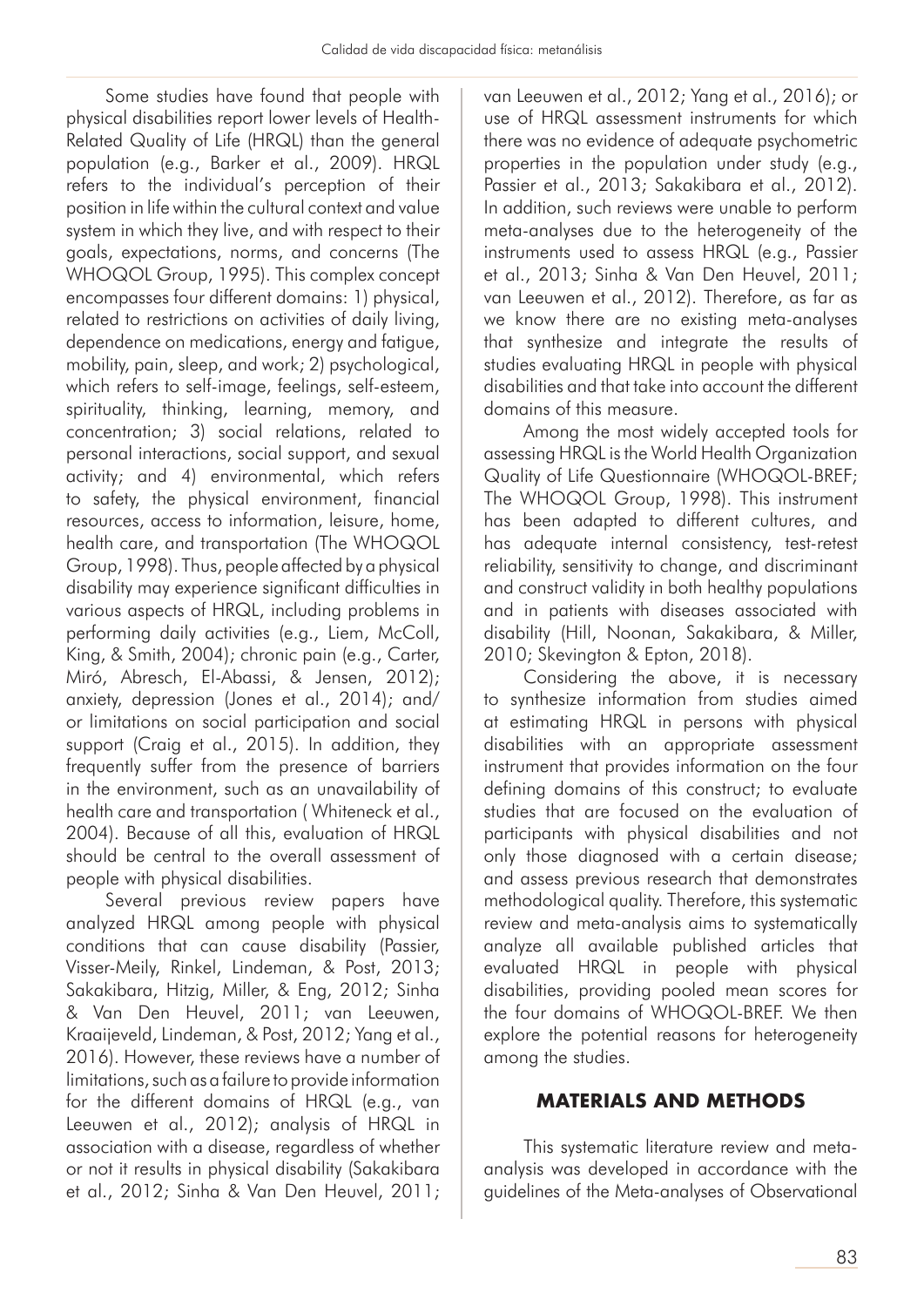Some studies have found that people with physical disabilities report lower levels of Health-Related Quality of Life (HRQL) than the general population (e.g., Barker et al., 2009). HRQL refers to the individual's perception of their position in life within the cultural context and value system in which they live, and with respect to their goals, expectations, norms, and concerns (The WHOQOL Group, 1995). This complex concept encompasses four different domains: 1) physical, related to restrictions on activities of daily living, dependence on medications, energy and fatigue, mobility, pain, sleep, and work; 2) psychological, which refers to self-image, feelings, self-esteem, spirituality, thinking, learning, memory, and concentration; 3) social relations, related to personal interactions, social support, and sexual activity; and 4) environmental, which refers to safety, the physical environment, financial resources, access to information, leisure, home, health care, and transportation (The WHOQOL Group, 1998). Thus, people affected by a physical disability may experience significant difficulties in various aspects of HRQL, including problems in performing daily activities (e.g., Liem, McColl, King, & Smith, 2004); chronic pain (e.g., Carter, Miró, Abresch, El-Abassi, & Jensen, 2012); anxiety, depression (Jones et al., 2014); and/or limitations on social participation and social support (Craig et al., 2015). In addition, they frequently suffer from the presence of barriers in the environment, such as an unavailability of health care and transportation ( Whiteneck et al., 2004). Because of all this, evaluation of HRQL should be central to the overall assessment of people with physical disabilities.

Several previous review papers have analyzed HRQL among people with physical conditions that can cause disability (Passier, Visser-Meily, Rinkel, Lindeman, & Post, 2013; Sakakibara, Hitzig, Miller, & Eng, 2012; Sinha & Van Den Heuvel, 2011; van Leeuwen, Kraaijeveld, Lindeman, & Post, 2012; Yang et al., 2016). However, these reviews have a number of limitations, such as a failure to provide information for the different domains of HRQL (e.g., van Leeuwen et al., 2012); analysis of HRQL in association with a disease, regardless of whether or not it results in physical disability (Sakakibara et al., 2012; Sinha & Van Den Heuvel, 2011; van Leeuwen et al., 2012; Yang et al., 2016); or use of HRQL assessment instruments for which there was no evidence of adequate psychometric properties in the population under study (e.g., Passier et al., 2013; Sakakibara et al., 2012). In addition, such reviews were unable to perform meta-analyses due to the heterogeneity of the instruments used to assess HRQL (e.g., Passier et al., 2013; Sinha & Van Den Heuvel, 2011; van Leeuwen et al., 2012). Therefore, as far as we know there are no existing meta-analyses that synthesize and integrate the results of studies evaluating HRQL in people with physical disabilities and that take into account the different domains of this measure.

Among the most widely accepted tools for assessing HRQL is the World Health Organization Quality of Life Questionnaire (WHOQOL-BREF; The WHOQOL Group, 1998). This instrument has been adapted to different cultures, and has adequate internal consistency, test-retest reliability, sensitivity to change, and discriminant and construct validity in both healthy populations and in patients with diseases associated with disability (Hill, Noonan, Sakakibara, & Miller, 2010; Skevington & Epton, 2018).

Considering the above, it is necessary to synthesize information from studies aimed at estimating HRQL in persons with physical disabilities with an appropriate assessment instrument that provides information on the four defining domains of this construct; to evaluate studies that are focused on the evaluation of participants with physical disabilities and not only those diagnosed with a certain disease; and assess previous research that demonstrates methodological quality. Therefore, this systematic review and meta-analysis aims to systematically analyze all available published articles that evaluated HRQL in people with physical disabilities, providing pooled mean scores for the four domains of WHOQOL-BREF. We then explore the potential reasons for heterogeneity among the studies.

## MATERIALS AND METHODS

This systematic literature review and meta-analysis was developed in accordance with the guidelines of the Meta-analyses of Observational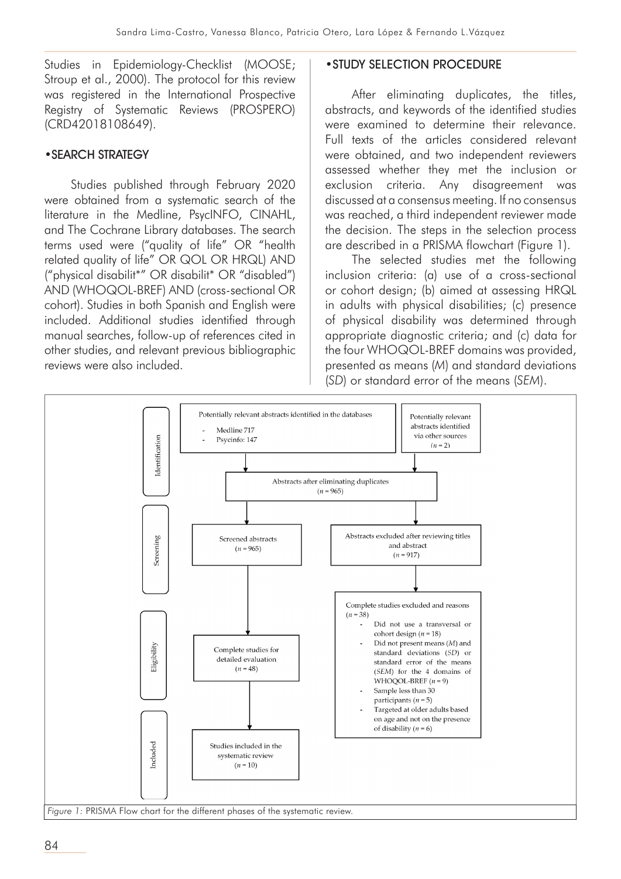Studies in Epidemiology-Checklist (MOOSE; Stroup et al., 2000). The protocol for this review was registered in the International Prospective Registry of Systematic Reviews (PROSPERO) (CRD42018108649).

## •SEARCH STRATEGY

Studies published through February 2020 were obtained from a systematic search of the literature in the Medline, PsycINFO, CINAHL, and The Cochrane Library databases. The search terms used were ("quality of life" OR "health related quality of life" OR QOL OR HRQL) AND ("physical disabilit*" OR disabilit* OR "disabled") AND (WHOQOL-BREF) AND (cross-sectional OR cohort). Studies in both Spanish and English were included. Additional studies identified through manual searches, follow-up of references cited in other studies, and relevant previous bibliographic reviews were also included.

## •STUDY SELECTION PROCEDURE

After eliminating duplicates, the titles, abstracts, and keywords of the identified studies were examined to determine their relevance. Full texts of the articles considered relevant were obtained, and two independent reviewers assessed whether they met the inclusion or exclusion criteria. Any disagreement was discussed at a consensus meeting. If no consensus was reached, a third independent reviewer made the decision. The steps in the selection process are described in a PRISMA flowchart (Figure 1).

The selected studies met the following inclusion criteria: (a) use of a cross-sectional or cohort design; (b) aimed at assessing HRQL in adults with physical disabilities; (c) presence of physical disability was determined through appropriate diagnostic criteria; and (c) data for the four WHOQOL-BREF domains was provided, presented as means (*M*) and standard deviations (*SD*) or standard error of the means (*SEM*).

**Identification**

Potentially relevant abstracts identified in the databases
- Medline 717
- Psycinfo: 147

Potentially relevant abstracts identified via other sources (*n* = 2)

Abstracts after eliminating duplicates (*n* = 965)

**Screening**

Screened abstracts (*n* = 965)

Abstracts excluded after reviewing titles and abstract (*n* = 917)

**Eligibility**

Complete studies for detailed evaluation (*n* = 48)

Complete studies excluded and reasons (*n* = 38)
- Did not use a transversal or cohort design (*n* = 18)
- Did not present means (*M*) and standard deviations (*SD*) or standard error of the means (*SEM*) for the 4 domains of WHOQOL-BREF (*n* = 9)
- Sample less than 30 participants (*n* = 5)
- Targeted at older adults based on age and not on the presence of disability (*n* = 6)

**Included**

Studies included in the systematic review (*n* = 10)

*Figure 1:* PRISMA Flow chart for the different phases of the systematic review.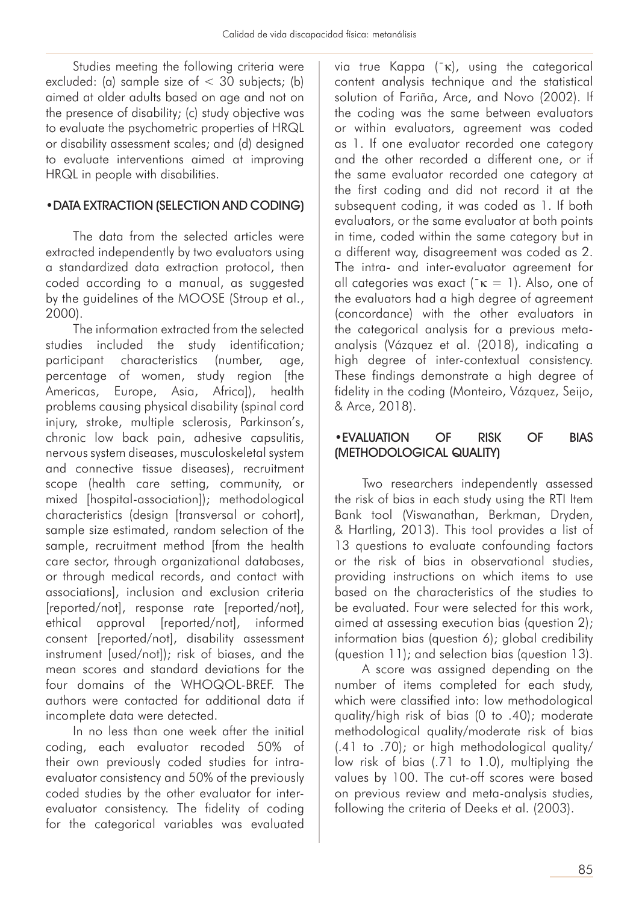Studies meeting the following criteria were excluded: (a) sample size of < 30 subjects; (b) aimed at older adults based on age and not on the presence of disability; (c) study objective was to evaluate the psychometric properties of HRQL or disability assessment scales; and (d) designed to evaluate interventions aimed at improving HRQL in people with disabilities.

## •DATA EXTRACTION (SELECTION AND CODING)

The data from the selected articles were extracted independently by two evaluators using a standardized data extraction protocol, then coded according to a manual, as suggested by the guidelines of the MOOSE (Stroup et al., 2000).

The information extracted from the selected studies included the study identification; participant characteristics (number, age, percentage of women, study region [the Americas, Europe, Asia, Africa]), health problems causing physical disability (spinal cord injury, stroke, multiple sclerosis, Parkinson's, chronic low back pain, adhesive capsulitis, nervous system diseases, musculoskeletal system and connective tissue diseases), recruitment scope (health care setting, community, or mixed [hospital-association]); methodological characteristics (design [transversal or cohort], sample size estimated, random selection of the sample, recruitment method [from the health care sector, through organizational databases, or through medical records, and contact with associations], inclusion and exclusion criteria [reported/not], response rate [reported/not], ethical approval [reported/not], informed consent [reported/not], disability assessment instrument [used/not]); risk of biases, and the mean scores and standard deviations for the four domains of the WHOQOL-BREF. The authors were contacted for additional data if incomplete data were detected.

In no less than one week after the initial coding, each evaluator recoded 50% of their own previously coded studies for intra-evaluator consistency and 50% of the previously coded studies by the other evaluator for inter-evaluator consistency. The fidelity of coding for the categorical variables was evaluated via true Kappa ($\bar{\kappa}$), using the categorical content analysis technique and the statistical solution of Fariña, Arce, and Novo (2002). If the coding was the same between evaluators or within evaluators, agreement was coded as 1. If one evaluator recorded one category and the other recorded a different one, or if the same evaluator recorded one category at the first coding and did not record it at the subsequent coding, it was coded as 1. If both evaluators, or the same evaluator at both points in time, coded within the same category but in a different way, disagreement was coded as 2. The intra- and inter-evaluator agreement for all categories was exact ($\bar{\kappa} = 1$). Also, one of the evaluators had a high degree of agreement (concordance) with the other evaluators in the categorical analysis for a previous meta-analysis (Vázquez et al. (2018), indicating a high degree of inter-contextual consistency. These findings demonstrate a high degree of fidelity in the coding (Monteiro, Vázquez, Seijo, & Arce, 2018).

## •EVALUATION OF RISK OF BIAS (METHODOLOGICAL QUALITY)

Two researchers independently assessed the risk of bias in each study using the RTI Item Bank tool (Viswanathan, Berkman, Dryden, & Hartling, 2013). This tool provides a list of 13 questions to evaluate confounding factors or the risk of bias in observational studies, providing instructions on which items to use based on the characteristics of the studies to be evaluated. Four were selected for this work, aimed at assessing execution bias (question 2); information bias (question 6); global credibility (question 11); and selection bias (question 13).

A score was assigned depending on the number of items completed for each study, which were classified into: low methodological quality/high risk of bias (0 to .40); moderate methodological quality/moderate risk of bias (.41 to .70); or high methodological quality/low risk of bias (.71 to 1.0), multiplying the values by 100. The cut-off scores were based on previous review and meta-analysis studies, following the criteria of Deeks et al. (2003).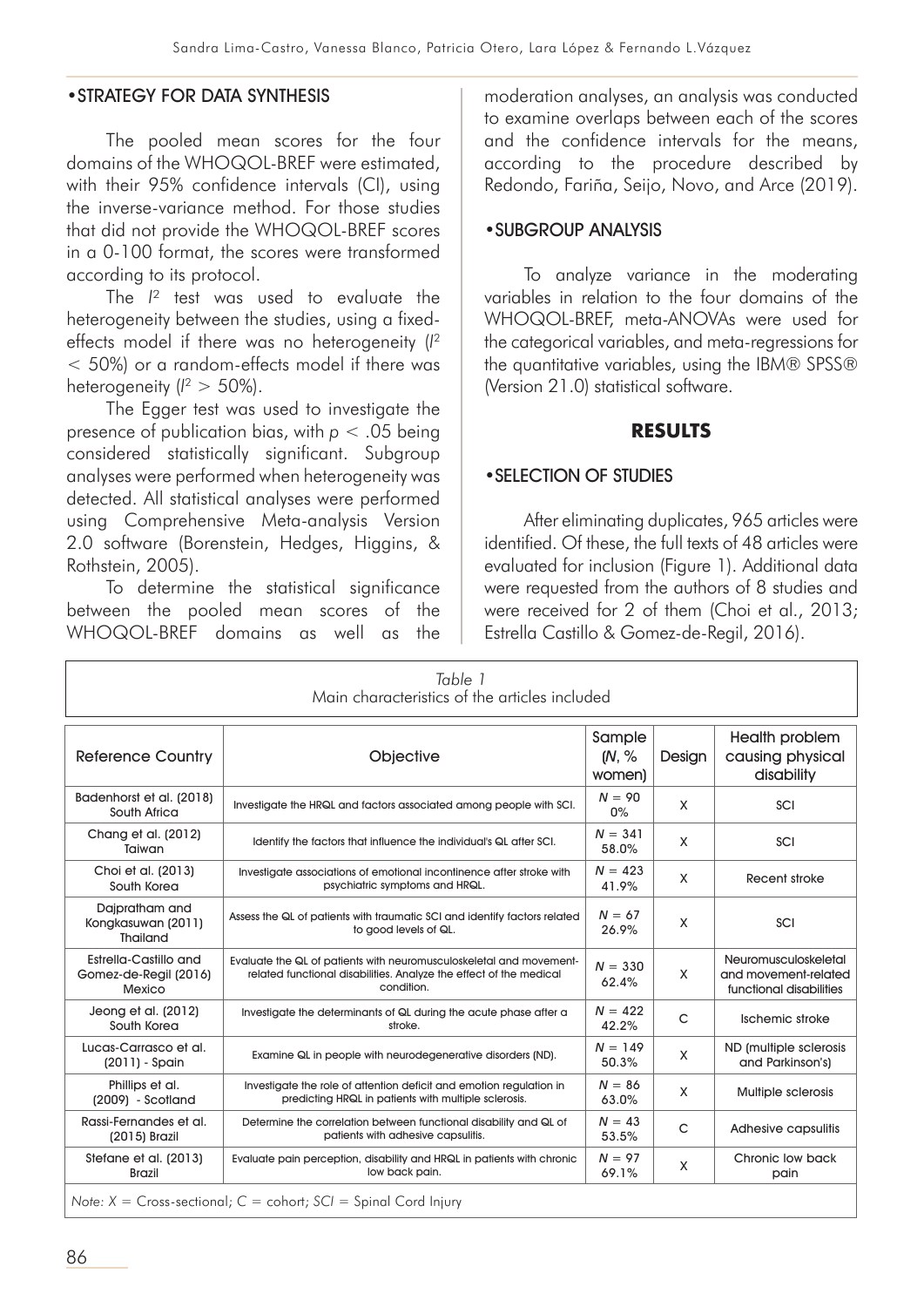## •STRATEGY FOR DATA SYNTHESIS

The pooled mean scores for the four domains of the WHOQOL-BREF were estimated, with their 95% confidence intervals (CI), using the inverse-variance method. For those studies that did not provide the WHOQOL-BREF scores in a 0-100 format, the scores were transformed according to its protocol.

The $I^2$ test was used to evaluate the heterogeneity between the studies, using a fixed-effects model if there was no heterogeneity ($I^2 < 50\%$) or a random-effects model if there was heterogeneity ($I^2 > 50\%$).

The Egger test was used to investigate the presence of publication bias, with $p < .05$ being considered statistically significant. Subgroup analyses were performed when heterogeneity was detected. All statistical analyses were performed using Comprehensive Meta-analysis Version 2.0 software (Borenstein, Hedges, Higgins, & Rothstein, 2005).

To determine the statistical significance between the pooled mean scores of the WHOQOL-BREF domains as well as the moderation analyses, an analysis was conducted to examine overlaps between each of the scores and the confidence intervals for the means, according to the procedure described by Redondo, Fariña, Seijo, Novo, and Arce (2019).

## •SUBGROUP ANALYSIS

To analyze variance in the moderating variables in relation to the four domains of the WHOQOL-BREF, meta-ANOVAs were used for the categorical variables, and meta-regressions for the quantitative variables, using the IBM® SPSS® (Version 21.0) statistical software.

# RESULTS

## •SELECTION OF STUDIES

After eliminating duplicates, 965 articles were identified. Of these, the full texts of 48 articles were evaluated for inclusion (Figure 1). Additional data were requested from the authors of 8 studies and were received for 2 of them (Choi et al., 2013; Estrella Castillo & Gomez-de-Regil, 2016).

*Table 1*
Main characteristics of the articles included

| Reference Country | Objective | Sample ($N$, % women) | Design | Health problem causing physical disability |
|---|---|---|---|---|
| Badenhorst et al. (2018) South Africa | Investigate the HRQL and factors associated among people with SCI. | $N = 90$ 0% | X | SCI |
| Chang et al. (2012) Taiwan | Identify the factors that influence the individual's QL after SCI. | $N = 341$ 58.0% | X | SCI |
| Choi et al. (2013) South Korea | Investigate associations of emotional incontinence after stroke with psychiatric symptoms and HRQL. | $N = 423$ 41.9% | X | Recent stroke |
| Dajpratham and Kongkasuwan (2011) Thailand | Assess the QL of patients with traumatic SCI and identify factors related to good levels of QL. | $N = 67$ 26.9% | X | SCI |
| Estrella-Castillo and Gomez-de-Regil (2016) Mexico | Evaluate the QL of patients with neuromusculoskeletal and movement-related functional disabilities. Analyze the effect of the medical condition. | $N = 330$ 62.4% | X | Neuromusculoskeletal and movement-related functional disabilities |
| Jeong et al. (2012) South Korea | Investigate the determinants of QL during the acute phase after a stroke. | $N = 422$ 42.2% | C | Ischemic stroke |
| Lucas-Carrasco et al. (2011) - Spain | Examine QL in people with neurodegenerative disorders (ND). | $N = 149$ 50.3% | X | ND (multiple sclerosis and Parkinson's) |
| Phillips et al. (2009) - Scotland | Investigate the role of attention deficit and emotion regulation in predicting HRQL in patients with multiple sclerosis. | $N = 86$ 63.0% | X | Multiple sclerosis |
| Rassi-Fernandes et al. (2015) Brazil | Determine the correlation between functional disability and QL of patients with adhesive capsulitis. | $N = 43$ 53.5% | C | Adhesive capsulitis |
| Stefane et al. (2013) Brazil | Evaluate pain perception, disability and HRQL in patients with chronic low back pain. | $N = 97$ 69.1% | X | Chronic low back pain |

*Note:* X = Cross-sectional; C = cohort; SCI = Spinal Cord Injury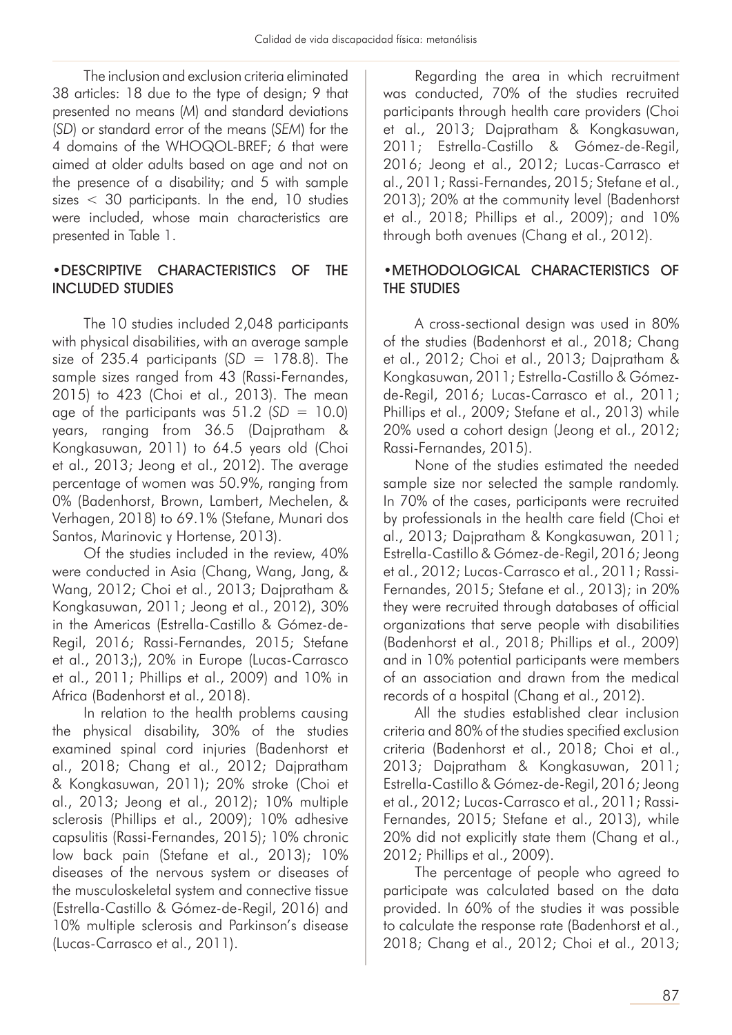The inclusion and exclusion criteria eliminated 38 articles: 18 due to the type of design; 9 that presented no means (*M*) and standard deviations (*SD*) or standard error of the means (*SEM*) for the 4 domains of the WHOQOL-BREF; 6 that were aimed at older adults based on age and not on the presence of a disability; and 5 with sample sizes < 30 participants. In the end, 10 studies were included, whose main characteristics are presented in Table 1.

## •DESCRIPTIVE CHARACTERISTICS OF THE INCLUDED STUDIES

The 10 studies included 2,048 participants with physical disabilities, with an average sample size of 235.4 participants (*SD* = 178.8). The sample sizes ranged from 43 (Rassi-Fernandes, 2015) to 423 (Choi et al., 2013). The mean age of the participants was 51.2 (*SD* = 10.0) years, ranging from 36.5 (Dajpratham & Kongkasuwan, 2011) to 64.5 years old (Choi et al., 2013; Jeong et al., 2012). The average percentage of women was 50.9%, ranging from 0% (Badenhorst, Brown, Lambert, Mechelen, & Verhagen, 2018) to 69.1% (Stefane, Munari dos Santos, Marinovic y Hortense, 2013).

Of the studies included in the review, 40% were conducted in Asia (Chang, Wang, Jang, & Wang, 2012; Choi et al., 2013; Dajpratham & Kongkasuwan, 2011; Jeong et al., 2012), 30% in the Americas (Estrella-Castillo & Gómez-de-Regil, 2016; Rassi-Fernandes, 2015; Stefane et al., 2013;), 20% in Europe (Lucas-Carrasco et al., 2011; Phillips et al., 2009) and 10% in Africa (Badenhorst et al., 2018).

In relation to the health problems causing the physical disability, 30% of the studies examined spinal cord injuries (Badenhorst et al., 2018; Chang et al., 2012; Dajpratham & Kongkasuwan, 2011); 20% stroke (Choi et al., 2013; Jeong et al., 2012); 10% multiple sclerosis (Phillips et al., 2009); 10% adhesive capsulitis (Rassi-Fernandes, 2015); 10% chronic low back pain (Stefane et al., 2013); 10% diseases of the nervous system or diseases of the musculoskeletal system and connective tissue (Estrella-Castillo & Gómez-de-Regil, 2016) and 10% multiple sclerosis and Parkinson's disease (Lucas-Carrasco et al., 2011).

Regarding the area in which recruitment was conducted, 70% of the studies recruited participants through health care providers (Choi et al., 2013; Dajpratham & Kongkasuwan, 2011; Estrella-Castillo & Gómez-de-Regil, 2016; Jeong et al., 2012; Lucas-Carrasco et al., 2011; Rassi-Fernandes, 2015; Stefane et al., 2013); 20% at the community level (Badenhorst et al., 2018; Phillips et al., 2009); and 10% through both avenues (Chang et al., 2012).

## •METHODOLOGICAL CHARACTERISTICS OF THE STUDIES

A cross-sectional design was used in 80% of the studies (Badenhorst et al., 2018; Chang et al., 2012; Choi et al., 2013; Dajpratham & Kongkasuwan, 2011; Estrella-Castillo & Gómez-de-Regil, 2016; Lucas-Carrasco et al., 2011; Phillips et al., 2009; Stefane et al., 2013) while 20% used a cohort design (Jeong et al., 2012; Rassi-Fernandes, 2015).

None of the studies estimated the needed sample size nor selected the sample randomly. In 70% of the cases, participants were recruited by professionals in the health care field (Choi et al., 2013; Dajpratham & Kongkasuwan, 2011; Estrella-Castillo & Gómez-de-Regil, 2016; Jeong et al., 2012; Lucas-Carrasco et al., 2011; Rassi-Fernandes, 2015; Stefane et al., 2013); in 20% they were recruited through databases of official organizations that serve people with disabilities (Badenhorst et al., 2018; Phillips et al., 2009) and in 10% potential participants were members of an association and drawn from the medical records of a hospital (Chang et al., 2012).

All the studies established clear inclusion criteria and 80% of the studies specified exclusion criteria (Badenhorst et al., 2018; Choi et al., 2013; Dajpratham & Kongkasuwan, 2011; Estrella-Castillo & Gómez-de-Regil, 2016; Jeong et al., 2012; Lucas-Carrasco et al., 2011; Rassi-Fernandes, 2015; Stefane et al., 2013), while 20% did not explicitly state them (Chang et al., 2012; Phillips et al., 2009).

The percentage of people who agreed to participate was calculated based on the data provided. In 60% of the studies it was possible to calculate the response rate (Badenhorst et al., 2018; Chang et al., 2012; Choi et al., 2013;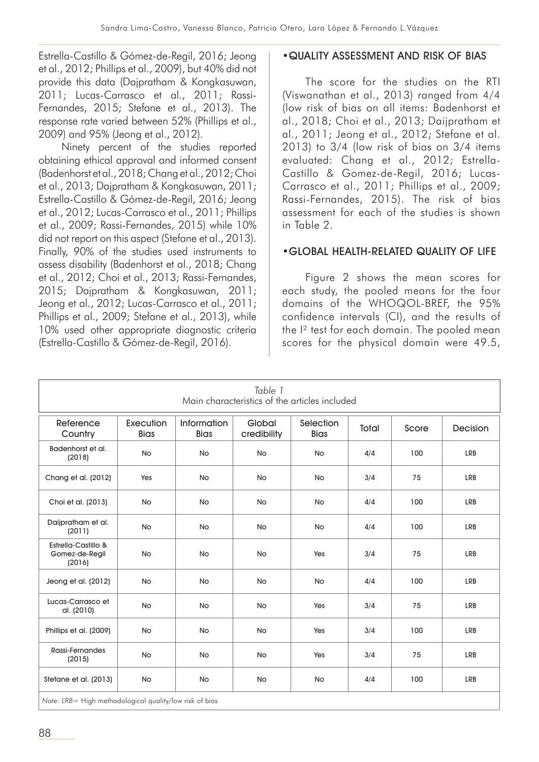Estrella-Castillo & Gómez-de-Regil, 2016; Jeong et al., 2012; Phillips et al., 2009), but 40% did not provide this data (Dajpratham & Kongkasuwan, 2011; Lucas-Carrasco et al., 2011; Rassi-Fernandes, 2015; Stefane et al., 2013). The response rate varied between 52% (Phillips et al., 2009) and 95% (Jeong et al., 2012).

Ninety percent of the studies reported obtaining ethical approval and informed consent (Badenhorst et al., 2018; Chang et al., 2012; Choi et al., 2013; Dajpratham & Kongkasuwan, 2011; Estrella-Castillo & Gómez-de-Regil, 2016; Jeong et al., 2012; Lucas-Carrasco et al., 2011; Phillips et al., 2009; Rassi-Fernandes, 2015) while 10% did not report on this aspect (Stefane et al., 2013). Finally, 90% of the studies used instruments to assess disability (Badenhorst et al., 2018; Chang et al., 2012; Choi et al., 2013; Rassi-Fernandes, 2015; Dajpratham & Kongkasuwan, 2011; Jeong et al., 2012; Lucas-Carrasco et al., 2011; Phillips et al., 2009; Stefane et al., 2013), while 10% used other appropriate diagnostic criteria (Estrella-Castillo & Gómez-de-Regil, 2016).

## •QUALITY ASSESSMENT AND RISK OF BIAS

The score for the studies on the RTI (Viswanathan et al., 2013) ranged from 4/4 (low risk of bias on all items: Badenhorst et al., 2018; Choi et al., 2013; Daijpratham et al., 2011; Jeong et al., 2012; Stefane et al. 2013) to 3/4 (low risk of bias on 3/4 items evaluated: Chang et al., 2012; Estrella-Castillo & Gomez-de-Regil, 2016; Lucas-Carrasco et al., 2011; Phillips et al., 2009; Rassi-Fernandes, 2015). The risk of bias assessment for each of the studies is shown in Table 2.

## •GLOBAL HEALTH-RELATED QUALITY OF LIFE

Figure 2 shows the mean scores for each study, the pooled means for the four domains of the WHOQOL-BREF, the 95% confidence intervals (CI), and the results of the $I^2$ test for each domain. The pooled mean scores for the physical domain were 49.5,

*Table 1*
Main characteristics of the articles included

| Reference Country | Execution Bias | Information Bias | Global credibility | Selection Bias | Total | Score | Decision |
|---|---|---|---|---|---|---|---|
| Badenhorst et al. (2018) | No | No | No | No | 4/4 | 100 | LRB |
| Chang et al. (2012) | Yes | No | No | No | 3/4 | 75 | LRB |
| Choi et al. (2013) | No | No | No | No | 4/4 | 100 | LRB |
| Daijpratham et al. (2011) | No | No | No | No | 4/4 | 100 | LRB |
| Estrella-Castillo & Gomez-de-Regil (2016) | No | No | No | Yes | 3/4 | 75 | LRB |
| Jeong et al. (2012) | No | No | No | No | 4/4 | 100 | LRB |
| Lucas-Carrasco et al. (2010) | No | No | No | Yes | 3/4 | 75 | LRB |
| Phillips et al. (2009) | No | No | No | Yes | 3/4 | 100 | LRB |
| Rassi-Fernandes (2015) | No | No | No | Yes | 3/4 | 75 | LRB |
| Stefane et al. (2013) | No | No | No | No | 4/4 | 100 | LRB |

*Note: LRB*= High methodological quality/low risk of bias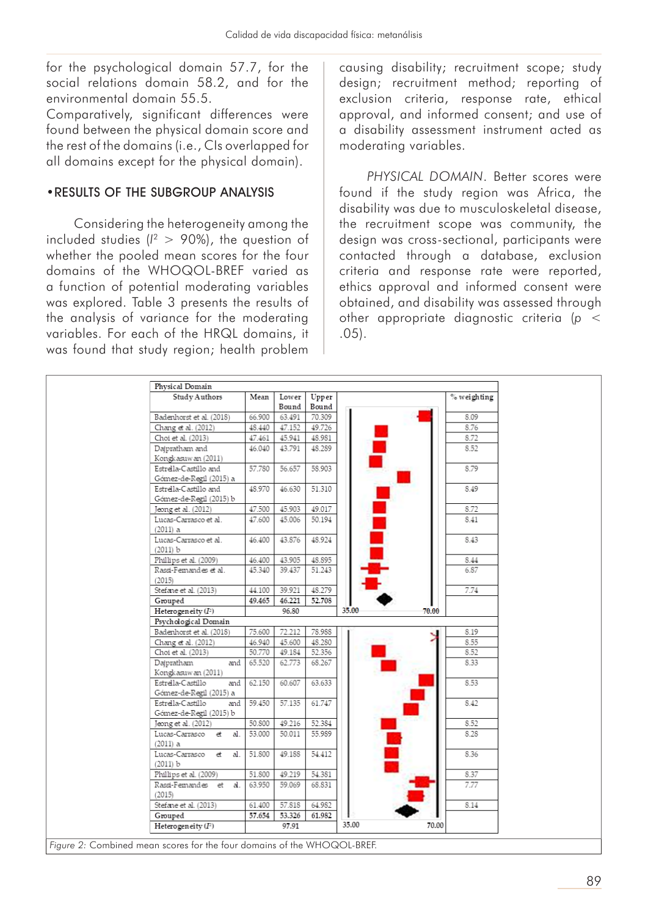for the psychological domain 57.7, for the social relations domain 58.2, and for the environmental domain 55.5.

Comparatively, significant differences were found between the physical domain score and the rest of the domains (i.e., CIs overlapped for all domains except for the physical domain).

## • RESULTS OF THE SUBGROUP ANALYSIS

Considering the heterogeneity among the included studies ($I^2 > 90\%$), the question of whether the pooled mean scores for the four domains of the WHOQOL-BREF varied as a function of potential moderating variables was explored. Table 3 presents the results of the analysis of variance for the moderating variables. For each of the HRQL domains, it was found that study region; health problem causing disability; recruitment scope; study design; recruitment method; reporting of exclusion criteria, response rate, ethical approval, and informed consent; and use of a disability assessment instrument acted as moderating variables.

*PHYSICAL DOMAIN*. Better scores were found if the study region was Africa, the disability was due to musculoskeletal disease, the recruitment scope was community, the design was cross-sectional, participants were contacted through a database, exclusion criteria and response rate were reported, ethics approval and informed consent were obtained, and disability was assessed through other appropriate diagnostic criteria ($p < .05$).

| Physical Domain | | | | |
|---|---|---|---|---|
| Study Authors | Mean | Lower Bound | Upper Bound | % weighting |
| Badenhorst et al. (2018) | 66.900 | 63.491 | 70.309 | 8.09 |
| Chang et al. (2012) | 48.440 | 47.152 | 49.726 | 8.76 |
| Choi et al. (2013) | 47.461 | 45.941 | 48.981 | 8.72 |
| Dajpratham and Kongkasuwan (2011) | 46.040 | 43.791 | 48.289 | 8.52 |
| Estrella-Castillo and Gómez-de-Regil (2015) a | 57.780 | 56.657 | 58.903 | 8.79 |
| Estrella-Castillo and Gómez-de-Regil (2015) b | 48.970 | 46.630 | 51.310 | 8.49 |
| Jeong et al. (2012) | 47.500 | 45.903 | 49.017 | 8.72 |
| Lucas-Carrasco et al. (2011) a | 47.600 | 45.006 | 50.194 | 8.41 |
| Lucas-Carrasco et al. (2011) b | 46.400 | 43.876 | 48.924 | 8.43 |
| Phillips et al. (2009) | 46.400 | 43.905 | 48.895 | 8.44 |
| Rassi-Fernandes et al. (2015) | 45.340 | 39.437 | 51.243 | 6.87 |
| Stefane et al. (2013) | 44.100 | 39.921 | 48.279 | 7.74 |
| **Grouped** | **49.465** | **46.221** | **52.708** | |
| **Heterogeneity ($I^2$)** | | **96.80** | | |

| Psychological Domain | | | | |
|---|---|---|---|---|
| Study Authors | Mean | Lower Bound | Upper Bound | % weighting |
| Badenhorst et al. (2018) | 75.600 | 72.212 | 78.988 | 8.19 |
| Chang et al. (2012) | 46.940 | 45.600 | 48.280 | 8.55 |
| Choi et al. (2013) | 50.770 | 49.184 | 52.356 | 8.52 |
| Dajpratham and Kongkasuwan (2011) | 65.520 | 62.773 | 68.267 | 8.33 |
| Estrella-Castillo and Gómez-de-Regil (2015) a | 62.150 | 60.607 | 63.633 | 8.53 |
| Estrella-Castillo and Gómez-de-Regil (2015) b | 59.450 | 57.135 | 61.747 | 8.42 |
| Jeong et al. (2012) | 50.800 | 49.216 | 52.384 | 8.52 |
| Lucas-Carrasco et al. (2011) a | 53.000 | 50.011 | 55.989 | 8.28 |
| Lucas-Carrasco et al. (2011) b | 51.800 | 49.188 | 54.412 | 8.36 |
| Phillips et al. (2009) | 51.800 | 49.219 | 54.381 | 8.37 |
| Rassi-Fernandes et al. (2015) | 63.950 | 59.069 | 68.831 | 7.77 |
| Stefane et al. (2013) | 61.400 | 57.818 | 64.982 | 8.14 |
| **Grouped** | **57.654** | **53.326** | **61.982** | |
| **Heterogeneity ($I^2$)** | | **97.91** | | |

*Figure 2:* Combined mean scores for the four domains of the WHOQOL-BREF.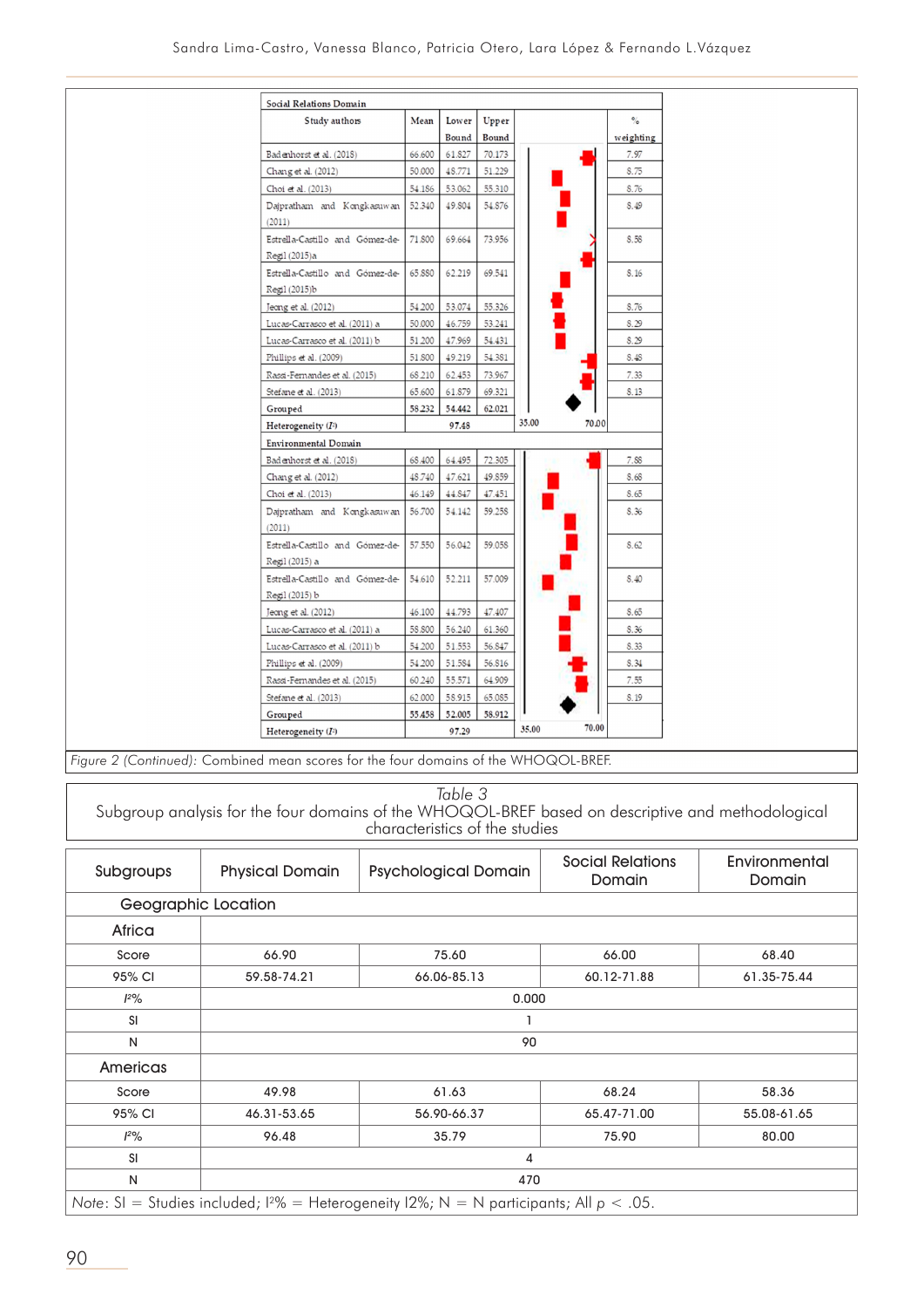| Social Relations Domain | | | | | |
|---|---|---|---|---|---|
| Study authors | Mean | Lower Bound | Upper Bound | | % weighting |
| Badenhorst et al. (2018) | 66.600 | 61.827 | 70.173 | | 7.97 |
| Chang et al. (2012) | 50.000 | 48.771 | 51.229 | | 8.75 |
| Choi et al. (2013) | 54.186 | 53.062 | 55.310 | | 8.76 |
| Dajpratham and Kongkasuwan (2011) | 52.340 | 49.804 | 54.876 | | 8.49 |
| Estrella-Castillo and Gómez-de-Regil (2015)a | 71.800 | 69.664 | 73.956 | | 8.58 |
| Estrella-Castillo and Gómez-de-Regil (2015)b | 65.880 | 62.219 | 69.541 | | 8.16 |
| Jeong et al. (2012) | 54.200 | 53.074 | 55.326 | | 8.76 |
| Lucas-Carrasco et al. (2011) a | 50.000 | 46.759 | 53.241 | | 8.29 |
| Lucas-Carrasco et al. (2011) b | 51.200 | 47.969 | 54.431 | | 8.29 |
| Phillips et al. (2009) | 51.800 | 49.219 | 54.381 | | 8.48 |
| Rassi-Fernandes et al. (2015) | 68.210 | 62.453 | 73.967 | | 7.33 |
| Stefane et al. (2013) | 65.600 | 61.879 | 69.321 | | 8.13 |
| Grouped | 58.232 | 54.442 | 62.021 | | |
| Heterogeneity ($I^2$) | | 97.48 | | 35.00 70.00 | |
| Environmental Domain | | | | | |
| Badenhorst et al. (2018) | 68.400 | 64.495 | 72.305 | | 7.88 |
| Chang et al. (2012) | 48.740 | 47.621 | 49.859 | | 8.68 |
| Choi et al. (2013) | 46.149 | 44.847 | 47.451 | | 8.65 |
| Dajpratham and Kongkasuwan (2011) | 56.700 | 54.142 | 59.258 | | 8.36 |
| Estrella-Castillo and Gómez-de-Regil (2015) a | 57.550 | 56.042 | 59.058 | | 8.62 |
| Estrella-Castillo and Gómez-de-Regil (2015) b | 54.610 | 52.211 | 57.009 | | 8.40 |
| Jeong et al. (2012) | 46.100 | 44.793 | 47.407 | | 8.65 |
| Lucas-Carrasco et al. (2011) a | 58.800 | 56.240 | 61.360 | | 8.36 |
| Lucas-Carrasco et al. (2011) b | 54.200 | 51.553 | 56.847 | | 8.33 |
| Phillips et al. (2009) | 54.200 | 51.584 | 56.816 | | 8.34 |
| Rassi-Fernandes et al. (2015) | 60.240 | 55.571 | 64.909 | | 7.55 |
| Stefane et al. (2013) | 62.000 | 58.915 | 65.085 | | 8.19 |
| Grouped | 55.458 | 52.005 | 58.912 | | |
| Heterogeneity ($I^2$) | | 97.29 | | 35.00 70.00 | |

*Figure 2 (Continued)*: Combined mean scores for the four domains of the WHOQOL-BREF.

*Table 3*
Subgroup analysis for the four domains of the WHOQOL-BREF based on descriptive and methodological characteristics of the studies

| Subgroups | Physical Domain | Psychological Domain | Social Relations Domain | Environmental Domain |
|---|---|---|---|---|
| Geographic Location | | | | |
| Africa | | | | |
| Score | 66.90 | 75.60 | 66.00 | 68.40 |
| 95% CI | 59.58-74.21 | 66.06-85.13 | 60.12-71.88 | 61.35-75.44 |
| $I^2$% | 0.000 | | | |
| SI | 1 | | | |
| N | 90 | | | |
| Americas | | | | |
| Score | 49.98 | 61.63 | 68.24 | 58.36 |
| 95% CI | 46.31-53.65 | 56.90-66.37 | 65.47-71.00 | 55.08-61.65 |
| $I^2$% | 96.48 | 35.79 | 75.90 | 80.00 |
| SI | 4 | | | |
| N | 470 | | | |

*Note*: SI = Studies included; $I^2$% = Heterogeneity I2%; N = N participants; All $p < .05$.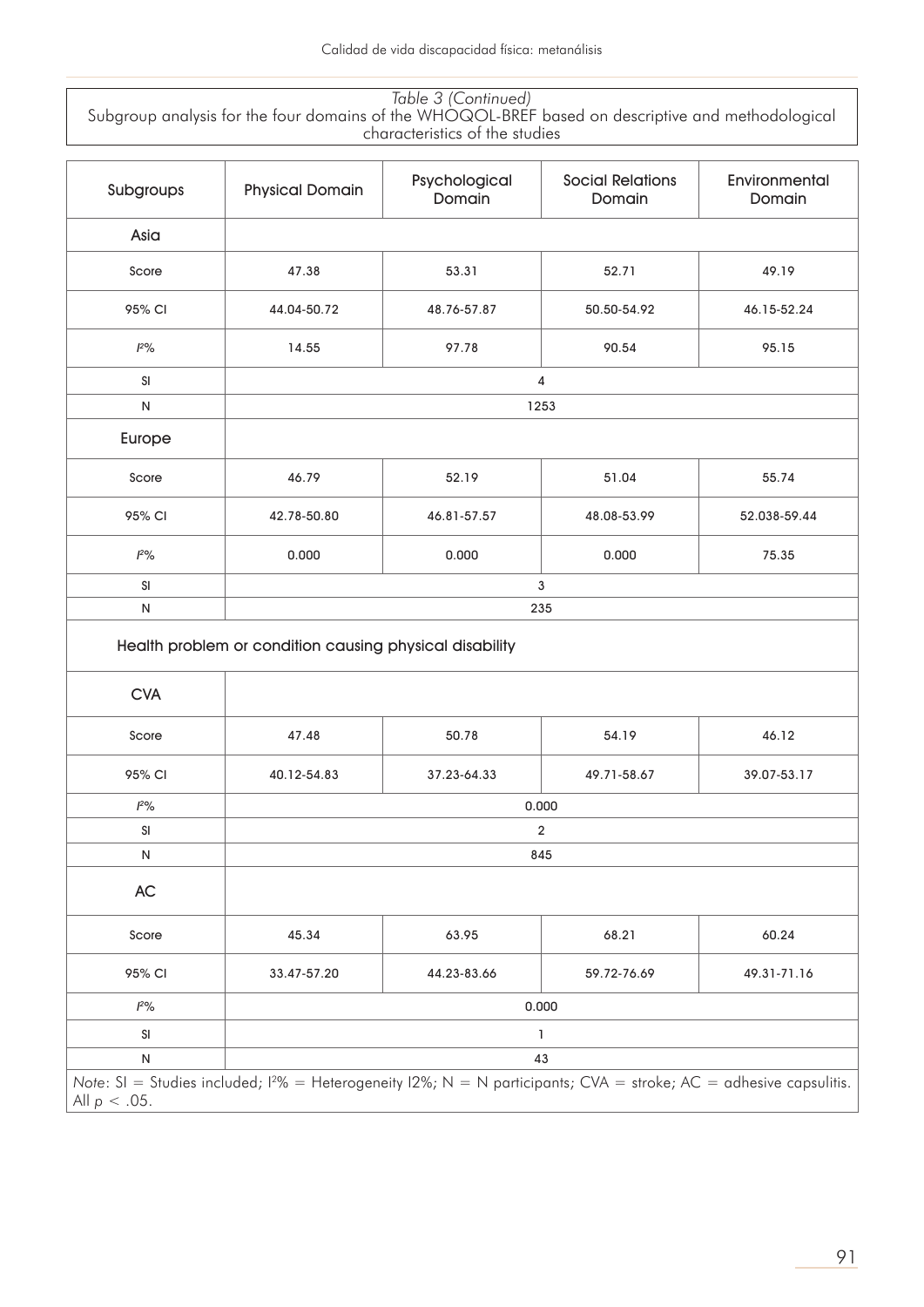*Table 3 (Continued)*
Subgroup analysis for the four domains of the WHOQOL-BREF based on descriptive and methodological characteristics of the studies

| Subgroups | Physical Domain | Psychological Domain | Social Relations Domain | Environmental Domain |
|---|---|---|---|---|
| **Asia** | | | | |
| Score | 47.38 | 53.31 | 52.71 | 49.19 |
| 95% CI | 44.04-50.72 | 48.76-57.87 | 50.50-54.92 | 46.15-52.24 |
| $I^2$% | 14.55 | 97.78 | 90.54 | 95.15 |
| SI | 4 | | | |
| N | 1253 | | | |
| **Europe** | | | | |
| Score | 46.79 | 52.19 | 51.04 | 55.74 |
| 95% CI | 42.78-50.80 | 46.81-57.57 | 48.08-53.99 | 52.038-59.44 |
| $I^2$% | 0.000 | 0.000 | 0.000 | 75.35 |
| SI | 3 | | | |
| N | 235 | | | |
| **Health problem or condition causing physical disability** | | | | |
| **CVA** | | | | |
| Score | 47.48 | 50.78 | 54.19 | 46.12 |
| 95% CI | 40.12-54.83 | 37.23-64.33 | 49.71-58.67 | 39.07-53.17 |
| $I^2$% | 0.000 | | | |
| SI | 2 | | | |
| N | 845 | | | |
| **AC** | | | | |
| Score | 45.34 | 63.95 | 68.21 | 60.24 |
| 95% CI | 33.47-57.20 | 44.23-83.66 | 59.72-76.69 | 49.31-71.16 |
| $I^2$% | 0.000 | | | |
| SI | 1 | | | |
| N | 43 | | | |

*Note*: SI = Studies included; $I^2$% = Heterogeneity I2%; N = N participants; CVA = stroke; AC = adhesive capsulitis. All $p < .05$.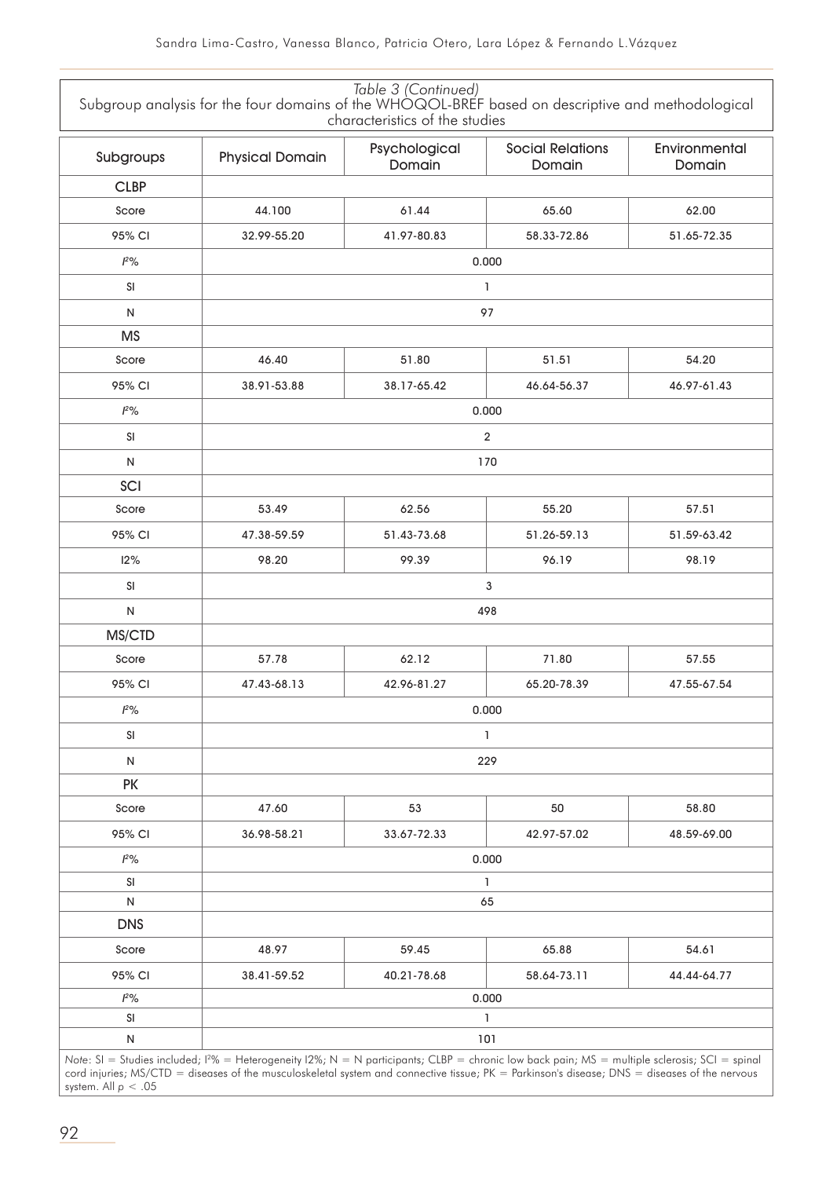*Table 3 (Continued)*
Subgroup analysis for the four domains of the WHOQOL-BREF based on descriptive and methodological characteristics of the studies

| Subgroups | Physical Domain | Psychological Domain | Social Relations Domain | Environmental Domain |
|---|---|---|---|---|
| **CLBP** | | | | |
| Score | 44.100 | 61.44 | 65.60 | 62.00 |
| 95% CI | 32.99-55.20 | 41.97-80.83 | 58.33-72.86 | 51.65-72.35 |
| $I^2$% | 0.000 | | | |
| SI | 1 | | | |
| N | 97 | | | |
| **MS** | | | | |
| Score | 46.40 | 51.80 | 51.51 | 54.20 |
| 95% CI | 38.91-53.88 | 38.17-65.42 | 46.64-56.37 | 46.97-61.43 |
| $I^2$% | 0.000 | | | |
| SI | 2 | | | |
| N | 170 | | | |
| **SCI** | | | | |
| Score | 53.49 | 62.56 | 55.20 | 57.51 |
| 95% CI | 47.38-59.59 | 51.43-73.68 | 51.26-59.13 | 51.59-63.42 |
| I2% | 98.20 | 99.39 | 96.19 | 98.19 |
| SI | 3 | | | |
| N | 498 | | | |
| **MS/CTD** | | | | |
| Score | 57.78 | 62.12 | 71.80 | 57.55 |
| 95% CI | 47.43-68.13 | 42.96-81.27 | 65.20-78.39 | 47.55-67.54 |
| $I^2$% | 0.000 | | | |
| SI | 1 | | | |
| N | 229 | | | |
| **PK** | | | | |
| Score | 47.60 | 53 | 50 | 58.80 |
| 95% CI | 36.98-58.21 | 33.67-72.33 | 42.97-57.02 | 48.59-69.00 |
| $I^2$% | 0.000 | | | |
| SI | 1 | | | |
| N | 65 | | | |
| **DNS** | | | | |
| Score | 48.97 | 59.45 | 65.88 | 54.61 |
| 95% CI | 38.41-59.52 | 40.21-78.68 | 58.64-73.11 | 44.44-64.77 |
| $I^2$% | 0.000 | | | |
| SI | 1 | | | |
| N | 101 | | | |

*Note*: SI = Studies included; $I^2$% = Heterogeneity I2%; N = N participants; CLBP = chronic low back pain; MS = multiple sclerosis; SCI = spinal cord injuries; MS/CTD = diseases of the musculoskeletal system and connective tissue; PK = Parkinson's disease; DNS = diseases of the nervous system. All $p < .05$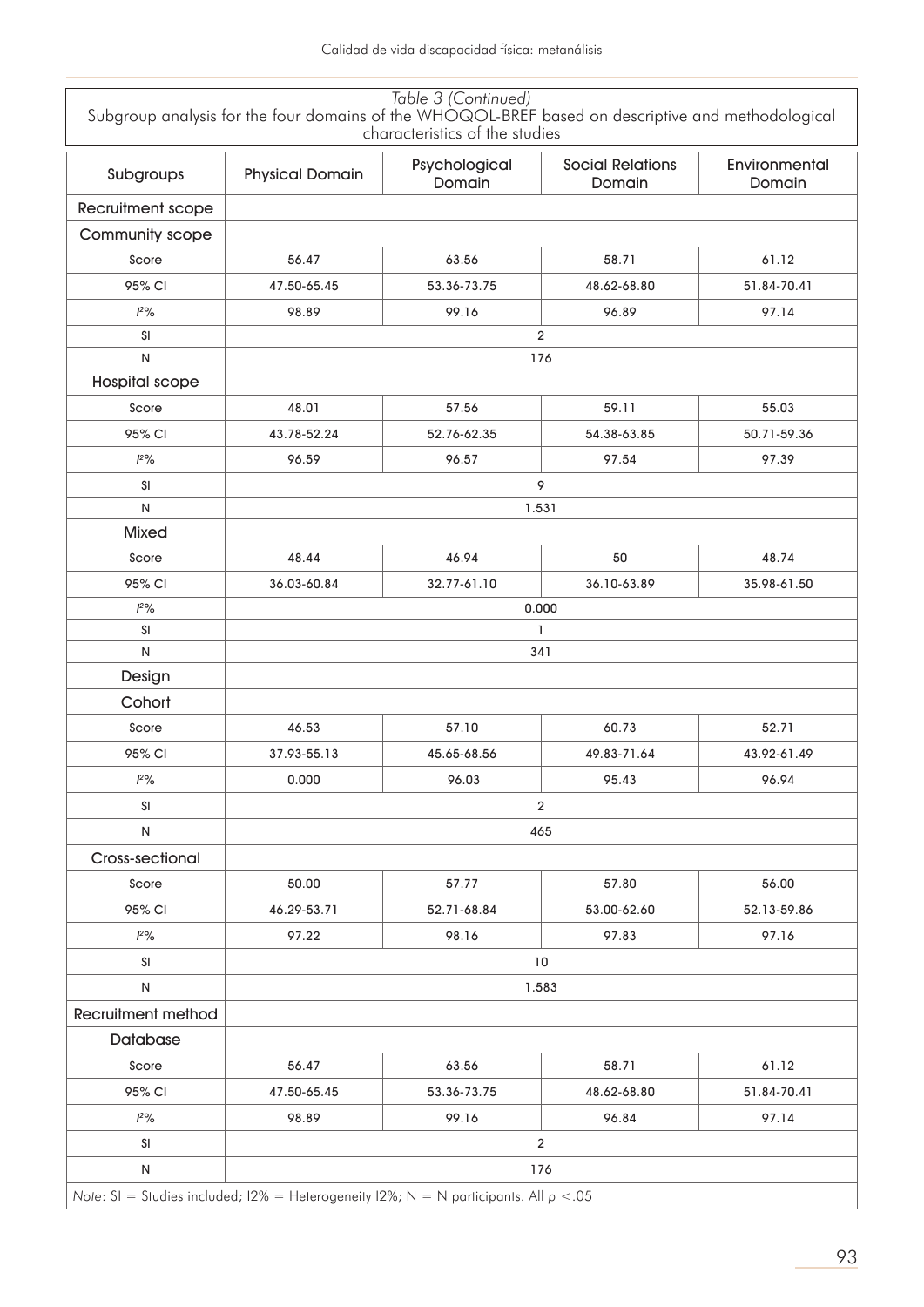*Table 3 (Continued)*
Subgroup analysis for the four domains of the WHOQOL-BREF based on descriptive and methodological characteristics of the studies

| Subgroups | Physical Domain | Psychological Domain | Social Relations Domain | Environmental Domain |
|---|---|---|---|---|
| Recruitment scope | | | | |
| Community scope | | | | |
| Score | 56.47 | 63.56 | 58.71 | 61.12 |
| 95% CI | 47.50-65.45 | 53.36-73.75 | 48.62-68.80 | 51.84-70.41 |
| $I^2$% | 98.89 | 99.16 | 96.89 | 97.14 |
| SI | 2 | | | |
| N | 176 | | | |
| Hospital scope | | | | |
| Score | 48.01 | 57.56 | 59.11 | 55.03 |
| 95% CI | 43.78-52.24 | 52.76-62.35 | 54.38-63.85 | 50.71-59.36 |
| $I^2$% | 96.59 | 96.57 | 97.54 | 97.39 |
| SI | 9 | | | |
| N | 1.531 | | | |
| Mixed | | | | |
| Score | 48.44 | 46.94 | 50 | 48.74 |
| 95% CI | 36.03-60.84 | 32.77-61.10 | 36.10-63.89 | 35.98-61.50 |
| $I^2$% | 0.000 | | | |
| SI | 1 | | | |
| N | 341 | | | |
| Design | | | | |
| Cohort | | | | |
| Score | 46.53 | 57.10 | 60.73 | 52.71 |
| 95% CI | 37.93-55.13 | 45.65-68.56 | 49.83-71.64 | 43.92-61.49 |
| $I^2$% | 0.000 | 96.03 | 95.43 | 96.94 |
| SI | 2 | | | |
| N | 465 | | | |
| Cross-sectional | | | | |
| Score | 50.00 | 57.77 | 57.80 | 56.00 |
| 95% CI | 46.29-53.71 | 52.71-68.84 | 53.00-62.60 | 52.13-59.86 |
| $I^2$% | 97.22 | 98.16 | 97.83 | 97.16 |
| SI | 10 | | | |
| N | 1.583 | | | |
| Recruitment method | | | | |
| Database | | | | |
| Score | 56.47 | 63.56 | 58.71 | 61.12 |
| 95% CI | 47.50-65.45 | 53.36-73.75 | 48.62-68.80 | 51.84-70.41 |
| $I^2$% | 98.89 | 99.16 | 96.84 | 97.14 |
| SI | 2 | | | |
| N | 176 | | | |

*Note*: SI = Studies included; I2% = Heterogeneity I2%; N = N participants. All $p < .05$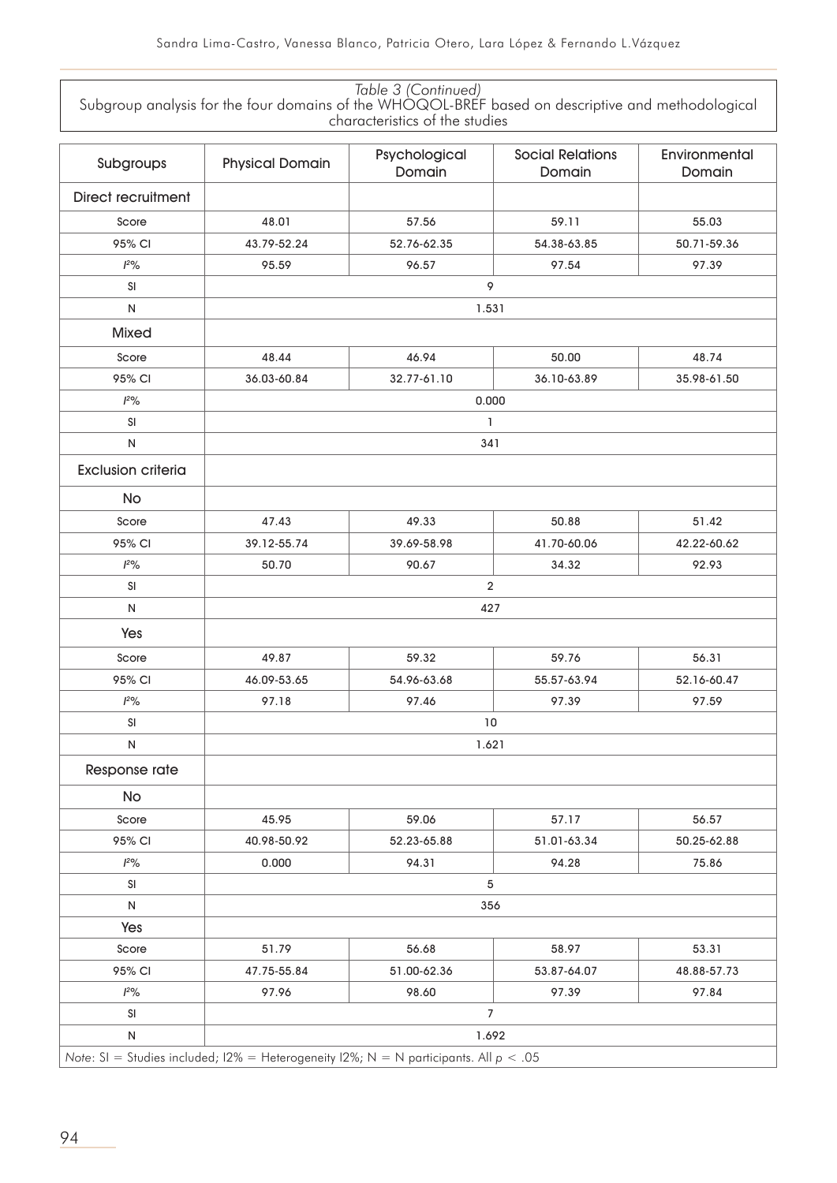*Table 3 (Continued)*
Subgroup analysis for the four domains of the WHOQOL-BREF based on descriptive and methodological characteristics of the studies

| Subgroups | Physical Domain | Psychological Domain | Social Relations Domain | Environmental Domain |
|---|---|---|---|---|
| Direct recruitment | | | | |
| Score | 48.01 | 57.56 | 59.11 | 55.03 |
| 95% CI | 43.79-52.24 | 52.76-62.35 | 54.38-63.85 | 50.71-59.36 |
| $I^2$% | 95.59 | 96.57 | 97.54 | 97.39 |
| SI | 9 | | | |
| N | 1.531 | | | |
| Mixed | | | | |
| Score | 48.44 | 46.94 | 50.00 | 48.74 |
| 95% CI | 36.03-60.84 | 32.77-61.10 | 36.10-63.89 | 35.98-61.50 |
| $I^2$% | 0.000 | | | |
| SI | 1 | | | |
| N | 341 | | | |
| Exclusion criteria | | | | |
| No | | | | |
| Score | 47.43 | 49.33 | 50.88 | 51.42 |
| 95% CI | 39.12-55.74 | 39.69-58.98 | 41.70-60.06 | 42.22-60.62 |
| $I^2$% | 50.70 | 90.67 | 34.32 | 92.93 |
| SI | 2 | | | |
| N | 427 | | | |
| Yes | | | | |
| Score | 49.87 | 59.32 | 59.76 | 56.31 |
| 95% CI | 46.09-53.65 | 54.96-63.68 | 55.57-63.94 | 52.16-60.47 |
| $I^2$% | 97.18 | 97.46 | 97.39 | 97.59 |
| SI | 10 | | | |
| N | 1.621 | | | |
| Response rate | | | | |
| No | | | | |
| Score | 45.95 | 59.06 | 57.17 | 56.57 |
| 95% CI | 40.98-50.92 | 52.23-65.88 | 51.01-63.34 | 50.25-62.88 |
| $I^2$% | 0.000 | 94.31 | 94.28 | 75.86 |
| SI | 5 | | | |
| N | 356 | | | |
| Yes | | | | |
| Score | 51.79 | 56.68 | 58.97 | 53.31 |
| 95% CI | 47.75-55.84 | 51.00-62.36 | 53.87-64.07 | 48.88-57.73 |
| $I^2$% | 97.96 | 98.60 | 97.39 | 97.84 |
| SI | 7 | | | |
| N | 1.692 | | | |

*Note*: SI = Studies included; I2% = Heterogeneity I2%; N = N participants. All $p < .05$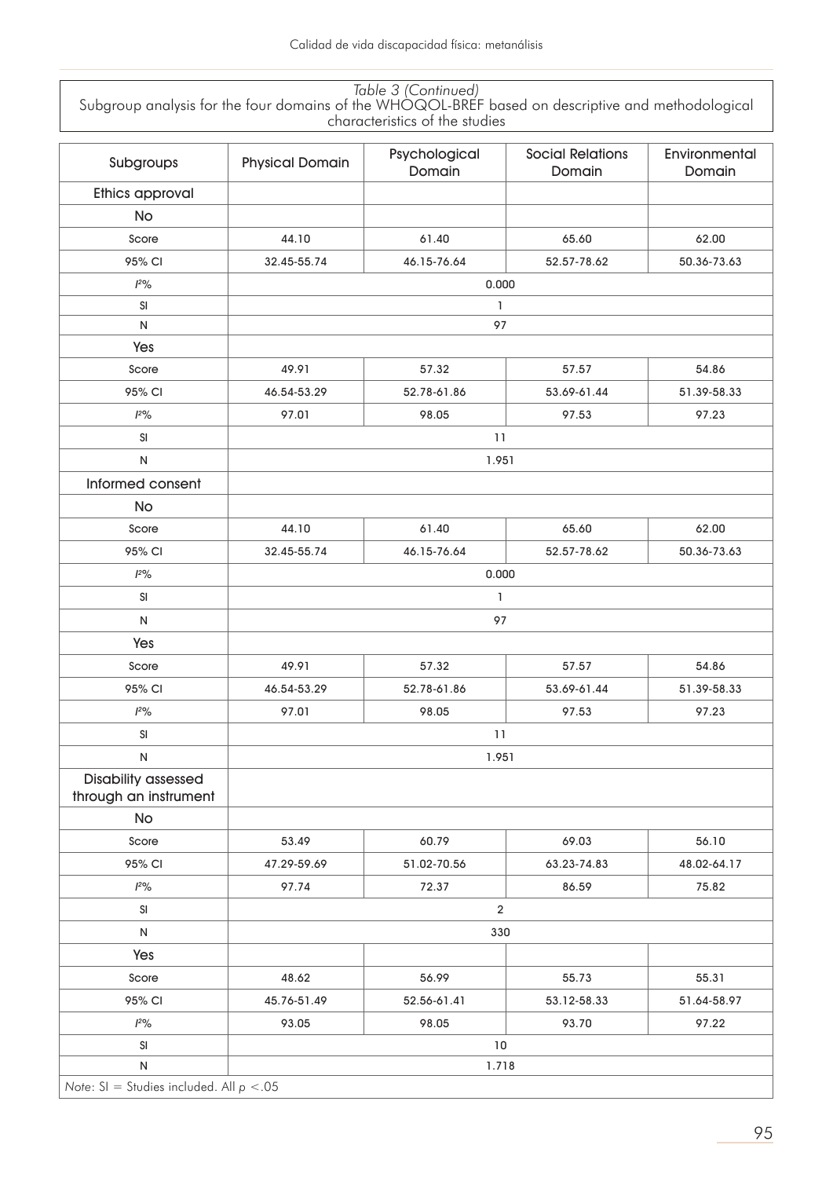*Table 3 (Continued)*
Subgroup analysis for the four domains of the WHOQOL-BREF based on descriptive and methodological characteristics of the studies

| Subgroups | Physical Domain | Psychological Domain | Social Relations Domain | Environmental Domain |
|---|---|---|---|---|
| Ethics approval | | | | |
| No | | | | |
| Score | 44.10 | 61.40 | 65.60 | 62.00 |
| 95% CI | 32.45-55.74 | 46.15-76.64 | 52.57-78.62 | 50.36-73.63 |
| $I^2$% | 0.000 | | | |
| SI | 1 | | | |
| N | 97 | | | |
| Yes | | | | |
| Score | 49.91 | 57.32 | 57.57 | 54.86 |
| 95% CI | 46.54-53.29 | 52.78-61.86 | 53.69-61.44 | 51.39-58.33 |
| $I^2$% | 97.01 | 98.05 | 97.53 | 97.23 |
| SI | 11 | | | |
| N | 1.951 | | | |
| Informed consent | | | | |
| No | | | | |
| Score | 44.10 | 61.40 | 65.60 | 62.00 |
| 95% CI | 32.45-55.74 | 46.15-76.64 | 52.57-78.62 | 50.36-73.63 |
| $I^2$% | 0.000 | | | |
| SI | 1 | | | |
| N | 97 | | | |
| Yes | | | | |
| Score | 49.91 | 57.32 | 57.57 | 54.86 |
| 95% CI | 46.54-53.29 | 52.78-61.86 | 53.69-61.44 | 51.39-58.33 |
| $I^2$% | 97.01 | 98.05 | 97.53 | 97.23 |
| SI | 11 | | | |
| N | 1.951 | | | |
| Disability assessed through an instrument | | | | |
| No | | | | |
| Score | 53.49 | 60.79 | 69.03 | 56.10 |
| 95% CI | 47.29-59.69 | 51.02-70.56 | 63.23-74.83 | 48.02-64.17 |
| $I^2$% | 97.74 | 72.37 | 86.59 | 75.82 |
| SI | 2 | | | |
| N | 330 | | | |
| Yes | | | | |
| Score | 48.62 | 56.99 | 55.73 | 55.31 |
| 95% CI | 45.76-51.49 | 52.56-61.41 | 53.12-58.33 | 51.64-58.97 |
| $I^2$% | 93.05 | 98.05 | 93.70 | 97.22 |
| SI | 10 | | | |
| N | 1.718 | | | |

*Note*: SI = Studies included. All $p < .05$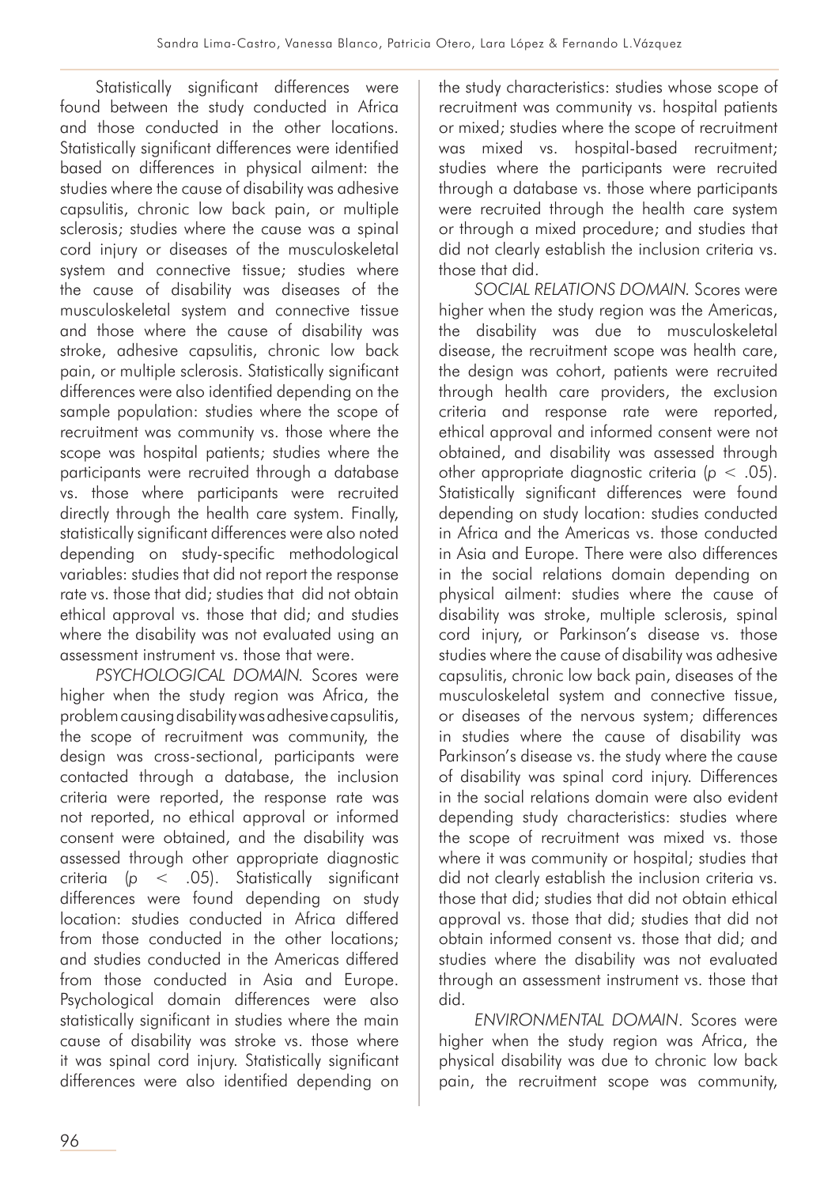Statistically significant differences were found between the study conducted in Africa and those conducted in the other locations. Statistically significant differences were identified based on differences in physical ailment: the studies where the cause of disability was adhesive capsulitis, chronic low back pain, or multiple sclerosis; studies where the cause was a spinal cord injury or diseases of the musculoskeletal system and connective tissue; studies where the cause of disability was diseases of the musculoskeletal system and connective tissue and those where the cause of disability was stroke, adhesive capsulitis, chronic low back pain, or multiple sclerosis. Statistically significant differences were also identified depending on the sample population: studies where the scope of recruitment was community vs. those where the scope was hospital patients; studies where the participants were recruited through a database vs. those where participants were recruited directly through the health care system. Finally, statistically significant differences were also noted depending on study-specific methodological variables: studies that did not report the response rate vs. those that did; studies that did not obtain ethical approval vs. those that did; and studies where the disability was not evaluated using an assessment instrument vs. those that were.

*PSYCHOLOGICAL DOMAIN.* Scores were higher when the study region was Africa, the problem causing disability was adhesive capsulitis, the scope of recruitment was community, the design was cross-sectional, participants were contacted through a database, the inclusion criteria were reported, the response rate was not reported, no ethical approval or informed consent were obtained, and the disability was assessed through other appropriate diagnostic criteria ($p < .05$). Statistically significant differences were found depending on study location: studies conducted in Africa differed from those conducted in the other locations; and studies conducted in the Americas differed from those conducted in Asia and Europe. Psychological domain differences were also statistically significant in studies where the main cause of disability was stroke vs. those where it was spinal cord injury. Statistically significant differences were also identified depending on the study characteristics: studies whose scope of recruitment was community vs. hospital patients or mixed; studies where the scope of recruitment was mixed vs. hospital-based recruitment; studies where the participants were recruited through a database vs. those where participants were recruited through the health care system or through a mixed procedure; and studies that did not clearly establish the inclusion criteria vs. those that did.

*SOCIAL RELATIONS DOMAIN.* Scores were higher when the study region was the Americas, the disability was due to musculoskeletal disease, the recruitment scope was health care, the design was cohort, patients were recruited through health care providers, the exclusion criteria and response rate were reported, ethical approval and informed consent were not obtained, and disability was assessed through other appropriate diagnostic criteria ($p < .05$). Statistically significant differences were found depending on study location: studies conducted in Africa and the Americas vs. those conducted in Asia and Europe. There were also differences in the social relations domain depending on physical ailment: studies where the cause of disability was stroke, multiple sclerosis, spinal cord injury, or Parkinson's disease vs. those studies where the cause of disability was adhesive capsulitis, chronic low back pain, diseases of the musculoskeletal system and connective tissue, or diseases of the nervous system; differences in studies where the cause of disability was Parkinson's disease vs. the study where the cause of disability was spinal cord injury. Differences in the social relations domain were also evident depending study characteristics: studies where the scope of recruitment was mixed vs. those where it was community or hospital; studies that did not clearly establish the inclusion criteria vs. those that did; studies that did not obtain ethical approval vs. those that did; studies that did not obtain informed consent vs. those that did; and studies where the disability was not evaluated through an assessment instrument vs. those that did.

*ENVIRONMENTAL DOMAIN.* Scores were higher when the study region was Africa, the physical disability was due to chronic low back pain, the recruitment scope was community,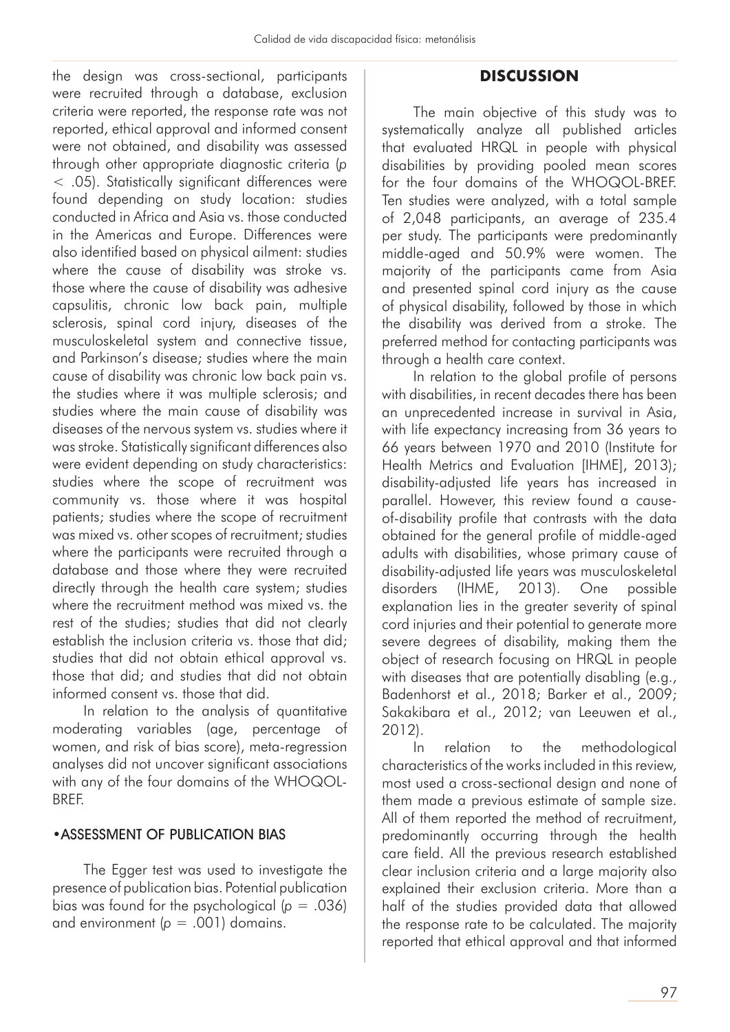the design was cross-sectional, participants were recruited through a database, exclusion criteria were reported, the response rate was not reported, ethical approval and informed consent were not obtained, and disability was assessed through other appropriate diagnostic criteria ($p < .05$). Statistically significant differences were found depending on study location: studies conducted in Africa and Asia vs. those conducted in the Americas and Europe. Differences were also identified based on physical ailment: studies where the cause of disability was stroke vs. those where the cause of disability was adhesive capsulitis, chronic low back pain, multiple sclerosis, spinal cord injury, diseases of the musculoskeletal system and connective tissue, and Parkinson's disease; studies where the main cause of disability was chronic low back pain vs. the studies where it was multiple sclerosis; and studies where the main cause of disability was diseases of the nervous system vs. studies where it was stroke. Statistically significant differences also were evident depending on study characteristics: studies where the scope of recruitment was community vs. those where it was hospital patients; studies where the scope of recruitment was mixed vs. other scopes of recruitment; studies where the participants were recruited through a database and those where they were recruited directly through the health care system; studies where the recruitment method was mixed vs. the rest of the studies; studies that did not clearly establish the inclusion criteria vs. those that did; studies that did not obtain ethical approval vs. those that did; and studies that did not obtain informed consent vs. those that did.

In relation to the analysis of quantitative moderating variables (age, percentage of women, and risk of bias score), meta-regression analyses did not uncover significant associations with any of the four domains of the WHOQOL-BREF.

### •ASSESSMENT OF PUBLICATION BIAS

The Egger test was used to investigate the presence of publication bias. Potential publication bias was found for the psychological ($p = .036$) and environment ($p = .001$) domains.

## DISCUSSION

The main objective of this study was to systematically analyze all published articles that evaluated HRQL in people with physical disabilities by providing pooled mean scores for the four domains of the WHOQOL-BREF. Ten studies were analyzed, with a total sample of 2,048 participants, an average of 235.4 per study. The participants were predominantly middle-aged and 50.9% were women. The majority of the participants came from Asia and presented spinal cord injury as the cause of physical disability, followed by those in which the disability was derived from a stroke. The preferred method for contacting participants was through a health care context.

In relation to the global profile of persons with disabilities, in recent decades there has been an unprecedented increase in survival in Asia, with life expectancy increasing from 36 years to 66 years between 1970 and 2010 (Institute for Health Metrics and Evaluation [IHME], 2013); disability-adjusted life years has increased in parallel. However, this review found a cause-of-disability profile that contrasts with the data obtained for the general profile of middle-aged adults with disabilities, whose primary cause of disability-adjusted life years was musculoskeletal disorders (IHME, 2013). One possible explanation lies in the greater severity of spinal cord injuries and their potential to generate more severe degrees of disability, making them the object of research focusing on HRQL in people with diseases that are potentially disabling (e.g., Badenhorst et al., 2018; Barker et al., 2009; Sakakibara et al., 2012; van Leeuwen et al., 2012).

In relation to the methodological characteristics of the works included in this review, most used a cross-sectional design and none of them made a previous estimate of sample size. All of them reported the method of recruitment, predominantly occurring through the health care field. All the previous research established clear inclusion criteria and a large majority also explained their exclusion criteria. More than a half of the studies provided data that allowed the response rate to be calculated. The majority reported that ethical approval and that informed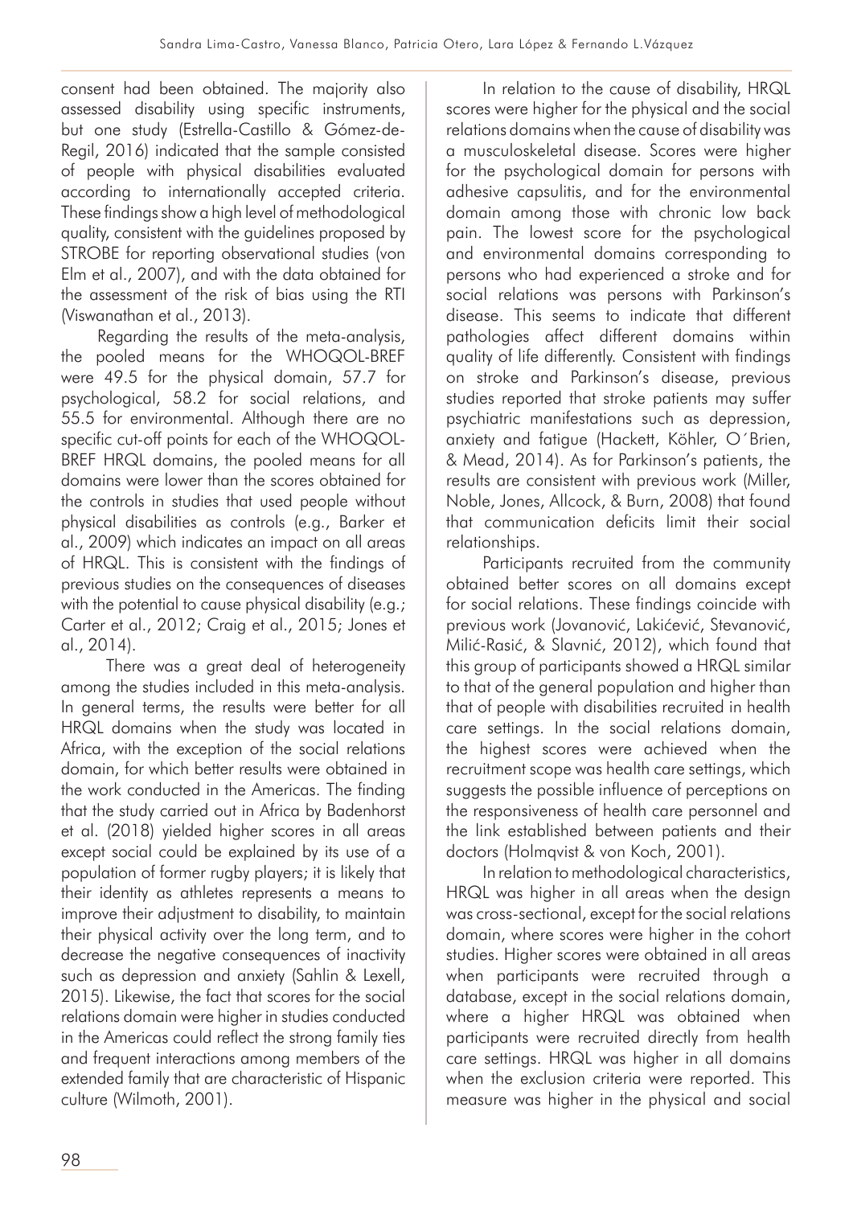consent had been obtained. The majority also assessed disability using specific instruments, but one study (Estrella-Castillo & Gómez-de-Regil, 2016) indicated that the sample consisted of people with physical disabilities evaluated according to internationally accepted criteria. These findings show a high level of methodological quality, consistent with the guidelines proposed by STROBE for reporting observational studies (von Elm et al., 2007), and with the data obtained for the assessment of the risk of bias using the RTI (Viswanathan et al., 2013).

Regarding the results of the meta-analysis, the pooled means for the WHOQOL-BREF were 49.5 for the physical domain, 57.7 for psychological, 58.2 for social relations, and 55.5 for environmental. Although there are no specific cut-off points for each of the WHOQOL-BREF HRQL domains, the pooled means for all domains were lower than the scores obtained for the controls in studies that used people without physical disabilities as controls (e.g., Barker et al., 2009) which indicates an impact on all areas of HRQL. This is consistent with the findings of previous studies on the consequences of diseases with the potential to cause physical disability (e.g.; Carter et al., 2012; Craig et al., 2015; Jones et al., 2014).

There was a great deal of heterogeneity among the studies included in this meta-analysis. In general terms, the results were better for all HRQL domains when the study was located in Africa, with the exception of the social relations domain, for which better results were obtained in the work conducted in the Americas. The finding that the study carried out in Africa by Badenhorst et al. (2018) yielded higher scores in all areas except social could be explained by its use of a population of former rugby players; it is likely that their identity as athletes represents a means to improve their adjustment to disability, to maintain their physical activity over the long term, and to decrease the negative consequences of inactivity such as depression and anxiety (Sahlin & Lexell, 2015). Likewise, the fact that scores for the social relations domain were higher in studies conducted in the Americas could reflect the strong family ties and frequent interactions among members of the extended family that are characteristic of Hispanic culture (Wilmoth, 2001).

In relation to the cause of disability, HRQL scores were higher for the physical and the social relations domains when the cause of disability was a musculoskeletal disease. Scores were higher for the psychological domain for persons with adhesive capsulitis, and for the environmental domain among those with chronic low back pain. The lowest score for the psychological and environmental domains corresponding to persons who had experienced a stroke and for social relations was persons with Parkinson's disease. This seems to indicate that different pathologies affect different domains within quality of life differently. Consistent with findings on stroke and Parkinson's disease, previous studies reported that stroke patients may suffer psychiatric manifestations such as depression, anxiety and fatigue (Hackett, Köhler, O´Brien, & Mead, 2014). As for Parkinson's patients, the results are consistent with previous work (Miller, Noble, Jones, Allcock, & Burn, 2008) that found that communication deficits limit their social relationships.

Participants recruited from the community obtained better scores on all domains except for social relations. These findings coincide with previous work (Jovanović, Lakićević, Stevanović, Milić-Rasić, & Slavnić, 2012), which found that this group of participants showed a HRQL similar to that of the general population and higher than that of people with disabilities recruited in health care settings. In the social relations domain, the highest scores were achieved when the recruitment scope was health care settings, which suggests the possible influence of perceptions on the responsiveness of health care personnel and the link established between patients and their doctors (Holmqvist & von Koch, 2001).

In relation to methodological characteristics, HRQL was higher in all areas when the design was cross-sectional, except for the social relations domain, where scores were higher in the cohort studies. Higher scores were obtained in all areas when participants were recruited through a database, except in the social relations domain, where a higher HRQL was obtained when participants were recruited directly from health care settings. HRQL was higher in all domains when the exclusion criteria were reported. This measure was higher in the physical and social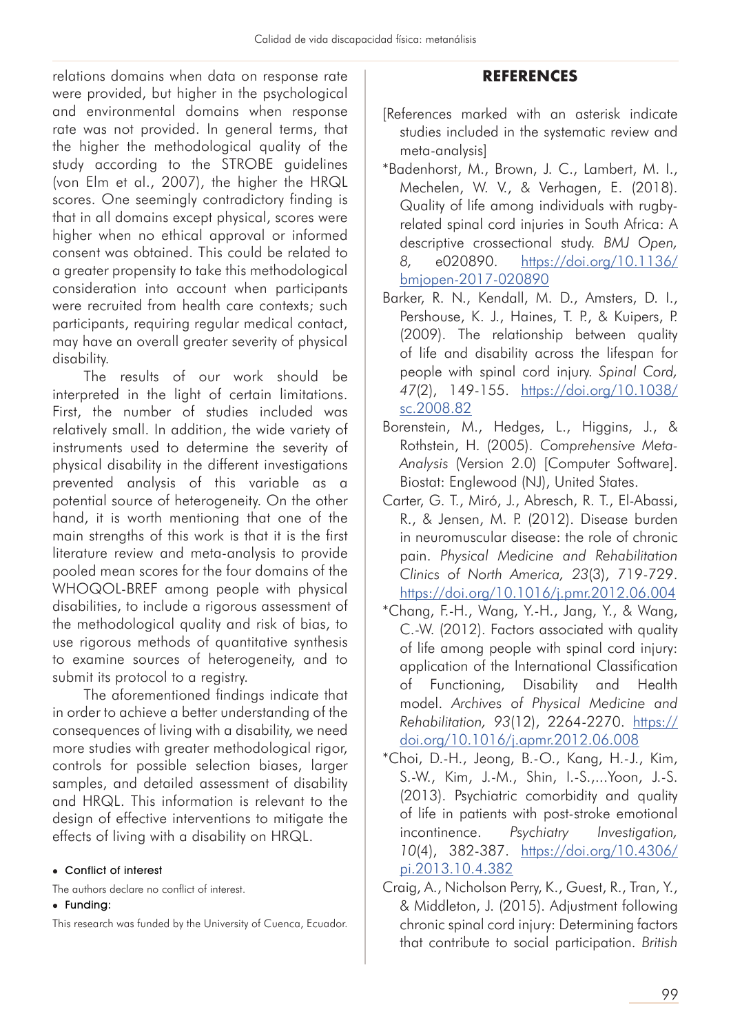relations domains when data on response rate were provided, but higher in the psychological and environmental domains when response rate was not provided. In general terms, that the higher the methodological quality of the study according to the STROBE guidelines (von Elm et al., 2007), the higher the HRQL scores. One seemingly contradictory finding is that in all domains except physical, scores were higher when no ethical approval or informed consent was obtained. This could be related to a greater propensity to take this methodological consideration into account when participants were recruited from health care contexts; such participants, requiring regular medical contact, may have an overall greater severity of physical disability.

The results of our work should be interpreted in the light of certain limitations. First, the number of studies included was relatively small. In addition, the wide variety of instruments used to determine the severity of physical disability in the different investigations prevented analysis of this variable as a potential source of heterogeneity. On the other hand, it is worth mentioning that one of the main strengths of this work is that it is the first literature review and meta-analysis to provide pooled mean scores for the four domains of the WHOQOL-BREF among people with physical disabilities, to include a rigorous assessment of the methodological quality and risk of bias, to use rigorous methods of quantitative synthesis to examine sources of heterogeneity, and to submit its protocol to a registry.

The aforementioned findings indicate that in order to achieve a better understanding of the consequences of living with a disability, we need more studies with greater methodological rigor, controls for possible selection biases, larger samples, and detailed assessment of disability and HRQL. This information is relevant to the design of effective interventions to mitigate the effects of living with a disability on HRQL.

- **Conflict of interest**

The authors declare no conflict of interest.

- **Funding:**

This research was funded by the University of Cuenca, Ecuador.

## REFERENCES

[References marked with an asterisk indicate studies included in the systematic review and meta-analysis]

*Badenhorst, M., Brown, J. C., Lambert, M. I., Mechelen, W. V., & Verhagen, E. (2018). Quality of life among individuals with rugby-related spinal cord injuries in South Africa: A descriptive crossectional study. *BMJ Open, 8,* e020890. https://doi.org/10.1136/bmjopen-2017-020890

Barker, R. N., Kendall, M. D., Amsters, D. I., Pershouse, K. J., Haines, T. P., & Kuipers, P. (2009). The relationship between quality of life and disability across the lifespan for people with spinal cord injury. *Spinal Cord, 47*(2), 149-155. https://doi.org/10.1038/sc.2008.82

Borenstein, M., Hedges, L., Higgins, J., & Rothstein, H. (2005). *Comprehensive Meta-Analysis* (Version 2.0) [Computer Software]. Biostat: Englewood (NJ), United States.

Carter, G. T., Miró, J., Abresch, R. T., El-Abassi, R., & Jensen, M. P. (2012). Disease burden in neuromuscular disease: the role of chronic pain. *Physical Medicine and Rehabilitation Clinics of North America, 23*(3), 719-729. https://doi.org/10.1016/j.pmr.2012.06.004

*Chang, F.-H., Wang, Y.-H., Jang, Y., & Wang, C.-W. (2012). Factors associated with quality of life among people with spinal cord injury: application of the International Classification of Functioning, Disability and Health model. *Archives of Physical Medicine and Rehabilitation, 93*(12), 2264-2270. https://doi.org/10.1016/j.apmr.2012.06.008

*Choi, D.-H., Jeong, B.-O., Kang, H.-J., Kim, S.-W., Kim, J.-M., Shin, I.-S.,...Yoon, J.-S. (2013). Psychiatric comorbidity and quality of life in patients with post-stroke emotional incontinence. *Psychiatry Investigation, 10*(4), 382-387. https://doi.org/10.4306/pi.2013.10.4.382

Craig, A., Nicholson Perry, K., Guest, R., Tran, Y., & Middleton, J. (2015). Adjustment following chronic spinal cord injury: Determining factors that contribute to social participation. *British*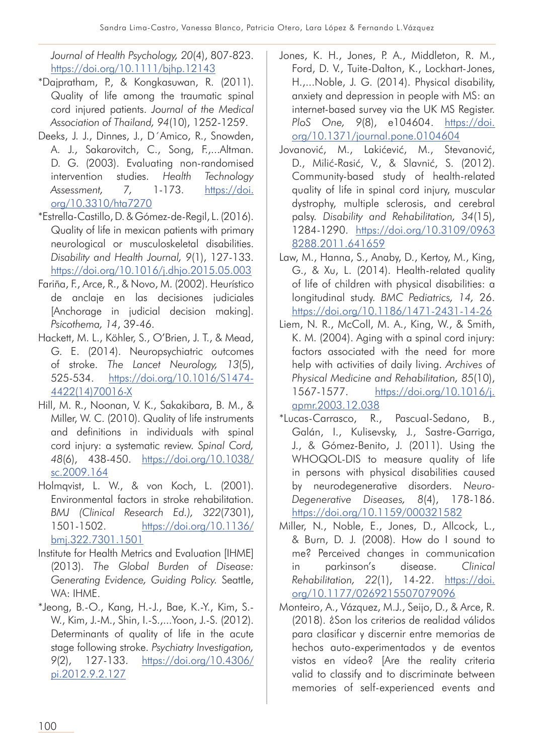*Journal of Health Psychology, 20*(4), 807-823. https://doi.org/10.1111/bjhp.12143

*Dajpratham, P., & Kongkasuwan, R. (2011). Quality of life among the traumatic spinal cord injured patients. *Journal of the Medical Association of Thailand, 94*(10), 1252-1259.

Deeks, J. J., Dinnes, J., D´Amico, R., Snowden, A. J., Sakarovitch, C., Song, F.,...Altman. D. G. (2003). Evaluating non-randomised intervention studies. *Health Technology Assessment, 7,* 1-173. https://doi.org/10.3310/hta7270

*Estrella-Castillo, D. & Gómez-de-Regil, L. (2016). Quality of life in mexican patients with primary neurological or musculoskeletal disabilities. *Disability and Health Journal, 9*(1), 127-133. https://doi.org/10.1016/j.dhjo.2015.05.003

Fariña, F., Arce, R., & Novo, M. (2002). Heurístico de anclaje en las decisiones judiciales [Anchorage in judicial decision making]. *Psicothema, 14*, 39-46.

Hackett, M. L., Köhler, S., O'Brien, J. T., & Mead, G. E. (2014). Neuropsychiatric outcomes of stroke. *The Lancet Neurology, 13*(5), 525-534. https://doi.org/10.1016/S1474-4422(14)70016-X

Hill, M. R., Noonan, V. K., Sakakibara, B. M., & Miller, W. C. (2010). Quality of life instruments and definitions in individuals with spinal cord injury: a systematic review. *Spinal Cord, 48*(6), 438-450. https://doi.org/10.1038/sc.2009.164

Holmqvist, L. W., & von Koch, L. (2001). Environmental factors in stroke rehabilitation. *BMJ (Clinical Research Ed.), 322*(7301), 1501-1502. https://doi.org/10.1136/bmj.322.7301.1501

Institute for Health Metrics and Evaluation [IHME] (2013). *The Global Burden of Disease: Generating Evidence, Guiding Policy.* Seattle, WA: IHME.

*Jeong, B.-O., Kang, H.-J., Bae, K.-Y., Kim, S.-W., Kim, J.-M., Shin, I.-S.,...Yoon, J.-S. (2012). Determinants of quality of life in the acute stage following stroke. *Psychiatry Investigation, 9*(2), 127-133. https://doi.org/10.4306/pi.2012.9.2.127

Jones, K. H., Jones, P. A., Middleton, R. M., Ford, D. V., Tuite-Dalton, K., Lockhart-Jones, H.,...Noble, J. G. (2014). Physical disability, anxiety and depression in people with MS: an internet-based survey via the UK MS Register. *PloS One, 9*(8), e104604. https://doi.org/10.1371/journal.pone.0104604

Jovanović, M., Lakićević, M., Stevanović, D., Milić-Rasić, V., & Slavnić, S. (2012). Community-based study of health-related quality of life in spinal cord injury, muscular dystrophy, multiple sclerosis, and cerebral palsy. *Disability and Rehabilitation, 34*(15), 1284-1290. https://doi.org/10.3109/09638288.2011.641659

Law, M., Hanna, S., Anaby, D., Kertoy, M., King, G., & Xu, L. (2014). Health-related quality of life of children with physical disabilities: a longitudinal study. *BMC Pediatrics, 14,* 26. https://doi.org/10.1186/1471-2431-14-26

Liem, N. R., McColl, M. A., King, W., & Smith, K. M. (2004). Aging with a spinal cord injury: factors associated with the need for more help with activities of daily living. *Archives of Physical Medicine and Rehabilitation, 85*(10), 1567-1577. https://doi.org/10.1016/j.apmr.2003.12.038

*Lucas-Carrasco, R., Pascual-Sedano, B., Galán, I., Kulisevsky, J., Sastre-Garriga, J., & Gómez-Benito, J. (2011). Using the WHOQOL-DIS to measure quality of life in persons with physical disabilities caused by neurodegenerative disorders. *Neuro-Degenerative Diseases, 8*(4), 178-186. https://doi.org/10.1159/000321582

Miller, N., Noble, E., Jones, D., Allcock, L., & Burn, D. J. (2008). How do I sound to me? Perceived changes in communication in parkinson's disease. *Clinical Rehabilitation, 22*(1), 14-22. https://doi.org/10.1177/0269215507079096

Monteiro, A., Vázquez, M.J., Seijo, D., & Arce, R. (2018). ¿Son los criterios de realidad válidos para clasificar y discernir entre memorias de hechos auto-experimentados y de eventos vistos en vídeo? [Are the reality criteria valid to classify and to discriminate between memories of self-experienced events and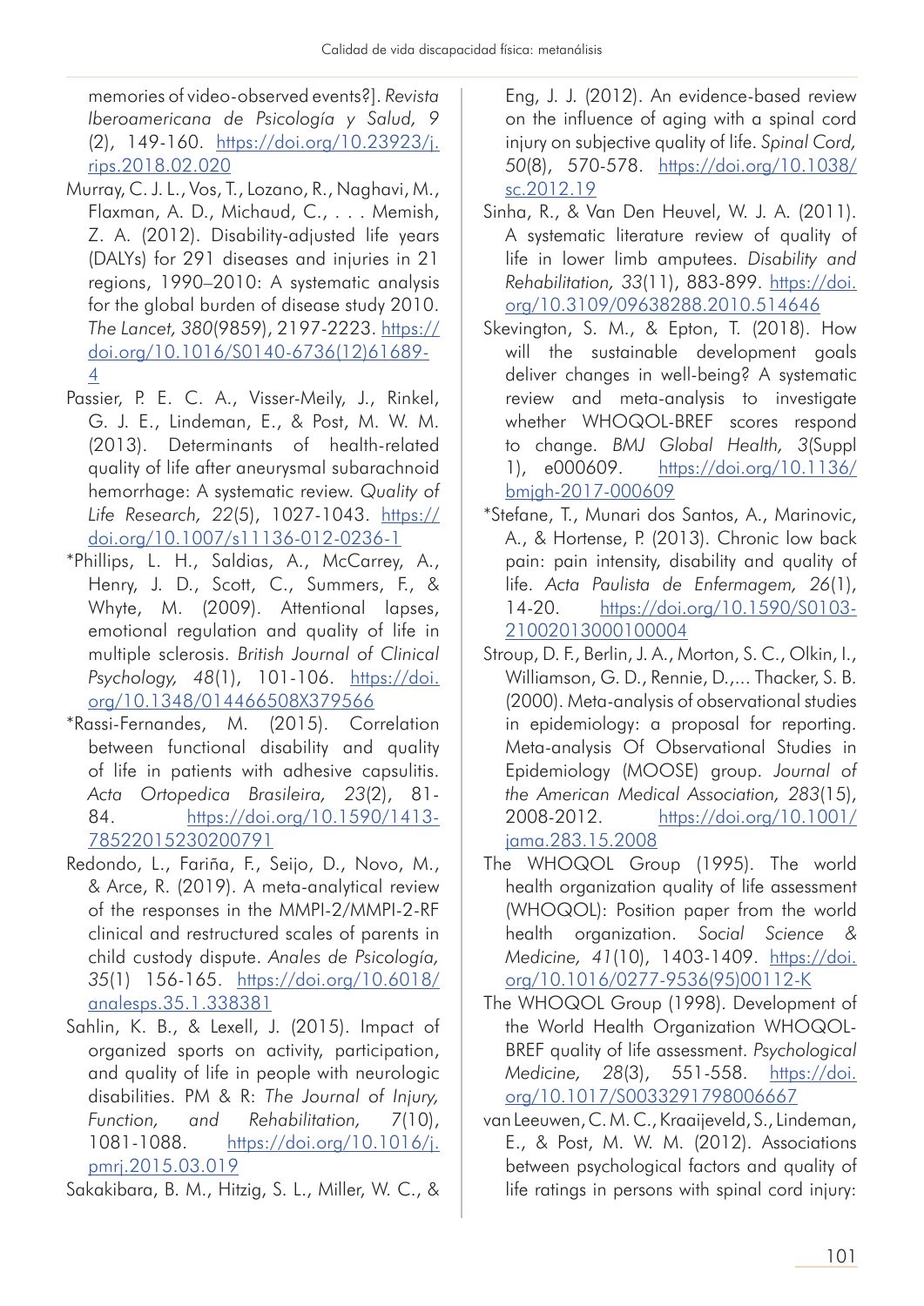memories of video-observed events?]. *Revista Iberoamericana de Psicología y Salud, 9*(2), 149-160. https://doi.org/10.23923/j.rips.2018.02.020

Murray, C. J. L., Vos, T., Lozano, R., Naghavi, M., Flaxman, A. D., Michaud, C., . . . Memish, Z. A. (2012). Disability-adjusted life years (DALYs) for 291 diseases and injuries in 21 regions, 1990–2010: A systematic analysis for the global burden of disease study 2010. *The Lancet, 380*(9859), 2197-2223. https://doi.org/10.1016/S0140-6736(12)61689-4

Passier, P. E. C. A., Visser-Meily, J., Rinkel, G. J. E., Lindeman, E., & Post, M. W. M. (2013). Determinants of health-related quality of life after aneurysmal subarachnoid hemorrhage: A systematic review. *Quality of Life Research, 22*(5), 1027-1043. https://doi.org/10.1007/s11136-012-0236-1

*Phillips, L. H., Saldias, A., McCarrey, A., Henry, J. D., Scott, C., Summers, F., & Whyte, M. (2009). Attentional lapses, emotional regulation and quality of life in multiple sclerosis. *British Journal of Clinical Psychology, 48*(1), 101-106. https://doi.org/10.1348/014466508X379566

*Rassi-Fernandes, M. (2015). Correlation between functional disability and quality of life in patients with adhesive capsulitis. *Acta Ortopedica Brasileira, 23*(2), 81-84. https://doi.org/10.1590/1413-78522015230200791

Redondo, L., Fariña, F., Seijo, D., Novo, M., & Arce, R. (2019). A meta-analytical review of the responses in the MMPI-2/MMPI-2-RF clinical and restructured scales of parents in child custody dispute. *Anales de Psicología, 35*(1) 156-165. https://doi.org/10.6018/analesps.35.1.338381

Sahlin, K. B., & Lexell, J. (2015). Impact of organized sports on activity, participation, and quality of life in people with neurologic disabilities. PM & R: *The Journal of Injury, Function, and Rehabilitation, 7*(10), 1081-1088. https://doi.org/10.1016/j.pmrj.2015.03.019

Sakakibara, B. M., Hitzig, S. L., Miller, W. C., & Eng, J. J. (2012). An evidence-based review on the influence of aging with a spinal cord injury on subjective quality of life. *Spinal Cord, 50*(8), 570-578. https://doi.org/10.1038/sc.2012.19

Sinha, R., & Van Den Heuvel, W. J. A. (2011). A systematic literature review of quality of life in lower limb amputees. *Disability and Rehabilitation, 33*(11), 883-899. https://doi.org/10.3109/09638288.2010.514646

Skevington, S. M., & Epton, T. (2018). How will the sustainable development goals deliver changes in well-being? A systematic review and meta-analysis to investigate whether WHOQOL-BREF scores respond to change. *BMJ Global Health, 3*(Suppl 1), e000609. https://doi.org/10.1136/bmjgh-2017-000609

*Stefane, T., Munari dos Santos, A., Marinovic, A., & Hortense, P. (2013). Chronic low back pain: pain intensity, disability and quality of life. *Acta Paulista de Enfermagem, 26*(1), 14-20. https://doi.org/10.1590/S0103-21002013000100004

Stroup, D. F., Berlin, J. A., Morton, S. C., Olkin, I., Williamson, G. D., Rennie, D.,... Thacker, S. B. (2000). Meta-analysis of observational studies in epidemiology: a proposal for reporting. Meta-analysis Of Observational Studies in Epidemiology (MOOSE) group. *Journal of the American Medical Association, 283*(15), 2008-2012. https://doi.org/10.1001/jama.283.15.2008

The WHOQOL Group (1995). The world health organization quality of life assessment (WHOQOL): Position paper from the world health organization. *Social Science & Medicine, 41*(10), 1403-1409. https://doi.org/10.1016/0277-9536(95)00112-K

The WHOQOL Group (1998). Development of the World Health Organization WHOQOL-BREF quality of life assessment. *Psychological Medicine, 28*(3), 551-558. https://doi.org/10.1017/S0033291798006667

van Leeuwen, C. M. C., Kraaijeveld, S., Lindeman, E., & Post, M. W. M. (2012). Associations between psychological factors and quality of life ratings in persons with spinal cord injury: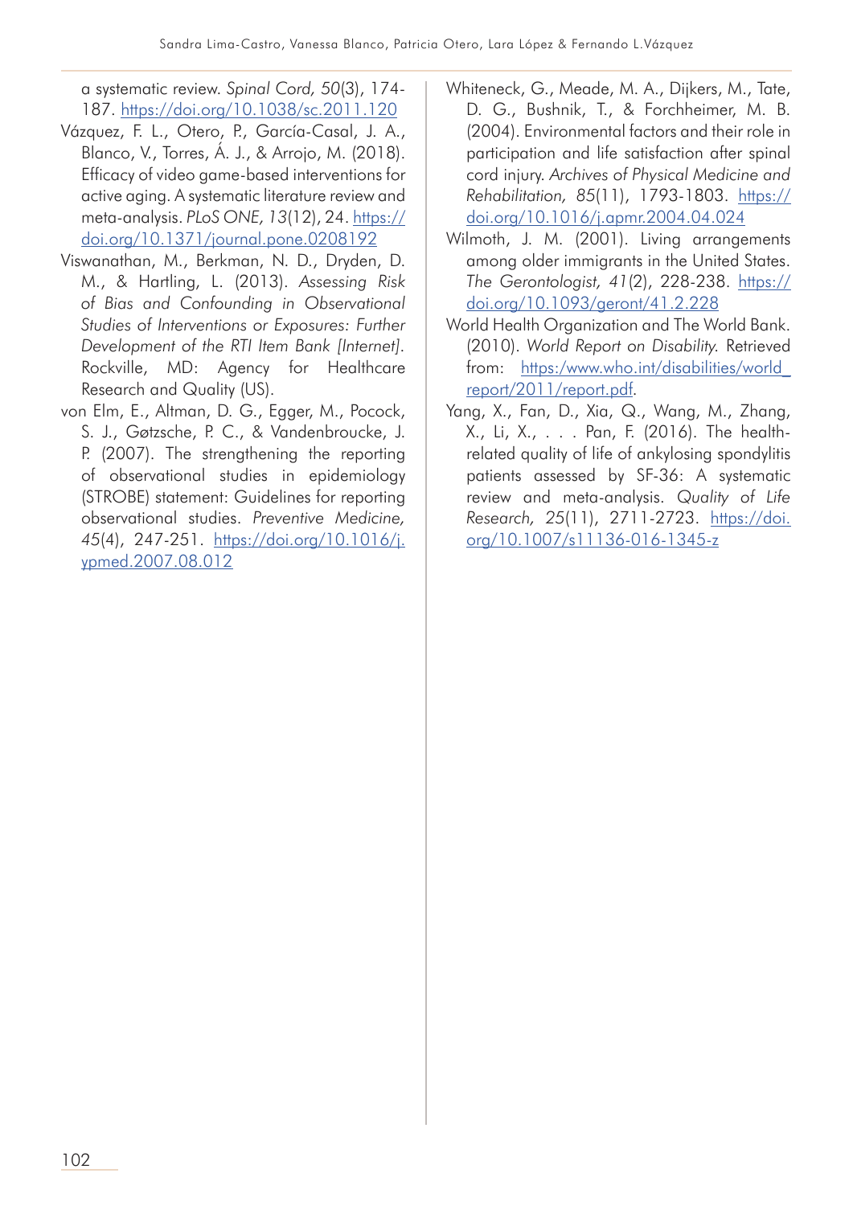a systematic review. *Spinal Cord, 50*(3), 174-187. https://doi.org/10.1038/sc.2011.120

Vázquez, F. L., Otero, P., García-Casal, J. A., Blanco, V., Torres, Á. J., & Arrojo, M. (2018). Efficacy of video game-based interventions for active aging. A systematic literature review and meta-analysis. *PLoS ONE, 13*(12), 24. https://doi.org/10.1371/journal.pone.0208192

Viswanathan, M., Berkman, N. D., Dryden, D. M., & Hartling, L. (2013). *Assessing Risk of Bias and Confounding in Observational Studies of Interventions or Exposures: Further Development of the RTI Item Bank [Internet]*. Rockville, MD: Agency for Healthcare Research and Quality (US).

von Elm, E., Altman, D. G., Egger, M., Pocock, S. J., Gøtzsche, P. C., & Vandenbroucke, J. P. (2007). The strengthening the reporting of observational studies in epidemiology (STROBE) statement: Guidelines for reporting observational studies. *Preventive Medicine, 45*(4), 247-251. https://doi.org/10.1016/j.ypmed.2007.08.012

Whiteneck, G., Meade, M. A., Dijkers, M., Tate, D. G., Bushnik, T., & Forchheimer, M. B. (2004). Environmental factors and their role in participation and life satisfaction after spinal cord injury. *Archives of Physical Medicine and Rehabilitation, 85*(11), 1793-1803. https://doi.org/10.1016/j.apmr.2004.04.024

Wilmoth, J. M. (2001). Living arrangements among older immigrants in the United States. *The Gerontologist, 41*(2), 228-238. https://doi.org/10.1093/geront/41.2.228

World Health Organization and The World Bank. (2010). *World Report on Disability*. Retrieved from: https:/www.who.int/disabilities/world_report/2011/report.pdf.

Yang, X., Fan, D., Xia, Q., Wang, M., Zhang, X., Li, X., . . . Pan, F. (2016). The health-related quality of life of ankylosing spondylitis patients assessed by SF-36: A systematic review and meta-analysis. *Quality of Life Research, 25*(11), 2711-2723. https://doi.org/10.1007/s11136-016-1345-z